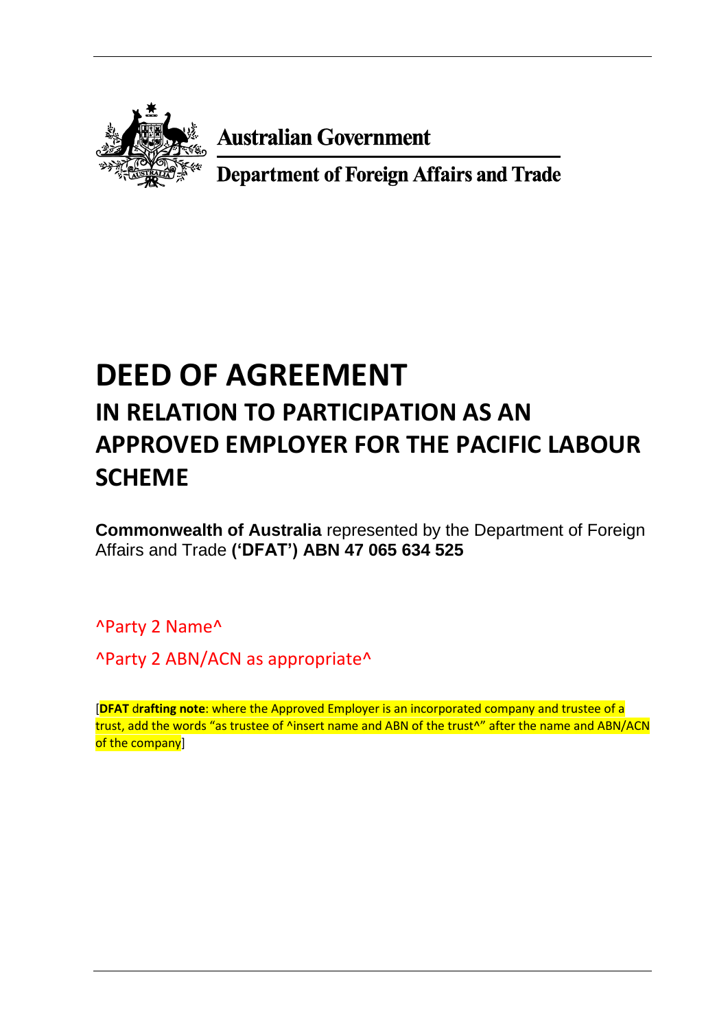Australian Government

Department of Foreign Affairs and Trade

# DEED OF AGREEMENT

## IN RELATION TO PARTICIPATION AS AN APPROVED EMPLOYER FOR THE PACIFIC LABOUR SCHEME

**Commonwealth of Australia** represented by the Department of Foreign Affairs and Trade **('DFAT') ABN 47 065 634 525**

^Party 2 Name^

^Party 2 ABN/ACN as appropriate^

[**DFAT drafting note**: where the Approved Employer is an incorporated company and trustee of a trust, add the words "as trustee of ^insert name and ABN of the trust^" after the name and ABN/ACN of the company]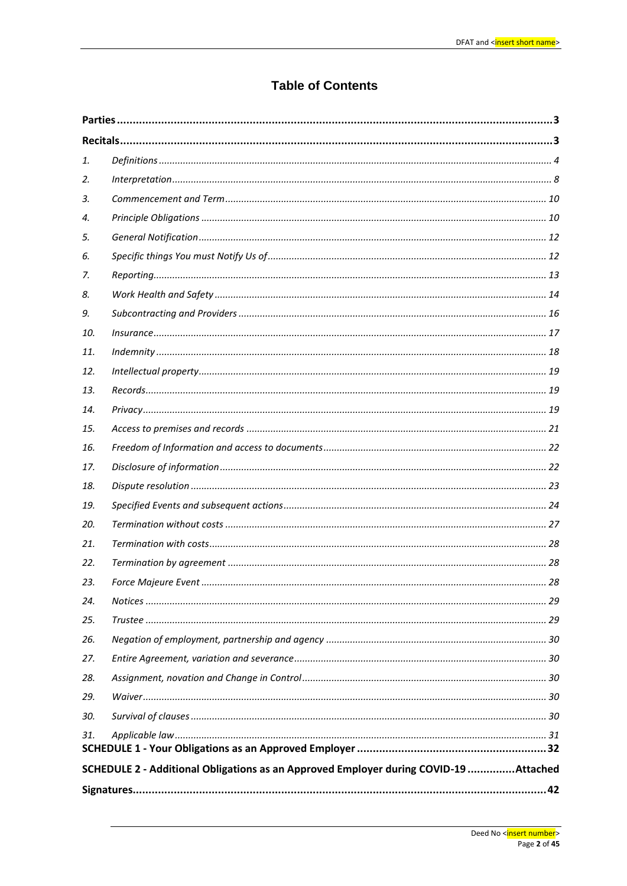# Table of Contents

| | | |
|---|---|---|
| **Parties** | | **3** |
| **Recitals** | | **3** |
| *1.* | *Definitions* | *4* |
| *2.* | *Interpretation* | *8* |
| *3.* | *Commencement and Term* | *10* |
| *4.* | *Principle Obligations* | *10* |
| *5.* | *General Notification* | *12* |
| *6.* | *Specific things You must Notify Us of* | *12* |
| *7.* | *Reporting* | *13* |
| *8.* | *Work Health and Safety* | *14* |
| *9.* | *Subcontracting and Providers* | *16* |
| *10.* | *Insurance* | *17* |
| *11.* | *Indemnity* | *18* |
| *12.* | *Intellectual property* | *19* |
| *13.* | *Records* | *19* |
| *14.* | *Privacy* | *19* |
| *15.* | *Access to premises and records* | *21* |
| *16.* | *Freedom of Information and access to documents* | *22* |
| *17.* | *Disclosure of information* | *22* |
| *18.* | *Dispute resolution* | *23* |
| *19.* | *Specified Events and subsequent actions* | *24* |
| *20.* | *Termination without costs* | *27* |
| *21.* | *Termination with costs* | *28* |
| *22.* | *Termination by agreement* | *28* |
| *23.* | *Force Majeure Event* | *28* |
| *24.* | *Notices* | *29* |
| *25.* | *Trustee* | *29* |
| *26.* | *Negation of employment, partnership and agency* | *30* |
| *27.* | *Entire Agreement, variation and severance* | *30* |
| *28.* | *Assignment, novation and Change in Control* | *30* |
| *29.* | *Waiver* | *30* |
| *30.* | *Survival of clauses* | *30* |
| *31.* | *Applicable law* | *31* |
| **SCHEDULE 1 - Your Obligations as an Approved Employer** | | **32** |
| **SCHEDULE 2 - Additional Obligations as an Approved Employer during COVID-19** | | **Attached** |
| **Signatures** | | **42** |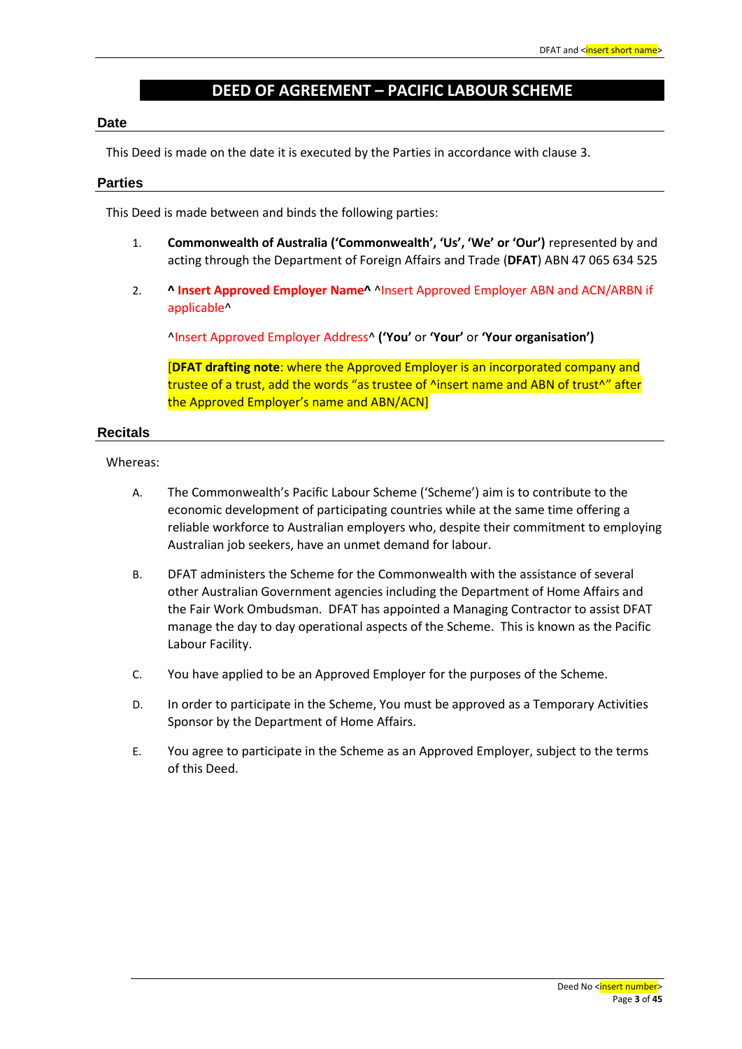# DEED OF AGREEMENT – PACIFIC LABOUR SCHEME

## Date

This Deed is made on the date it is executed by the Parties in accordance with clause 3.

## Parties

This Deed is made between and binds the following parties:

1. **Commonwealth of Australia ('Commonwealth', 'Us', 'We' or 'Our')** represented by and acting through the Department of Foreign Affairs and Trade (**DFAT**) ABN 47 065 634 525

2. **^ Insert Approved Employer Name^** ^Insert Approved Employer ABN and ACN/ARBN if applicable^

   ^Insert Approved Employer Address^ **('You'** or **'Your'** or **'Your organisation')**

   [**DFAT drafting note**: where the Approved Employer is an incorporated company and trustee of a trust, add the words "as trustee of ^insert name and ABN of trust^" after the Approved Employer's name and ABN/ACN]

## Recitals

Whereas:

A. The Commonwealth's Pacific Labour Scheme ('Scheme') aim is to contribute to the economic development of participating countries while at the same time offering a reliable workforce to Australian employers who, despite their commitment to employing Australian job seekers, have an unmet demand for labour.

B. DFAT administers the Scheme for the Commonwealth with the assistance of several other Australian Government agencies including the Department of Home Affairs and the Fair Work Ombudsman. DFAT has appointed a Managing Contractor to assist DFAT manage the day to day operational aspects of the Scheme. This is known as the Pacific Labour Facility.

C. You have applied to be an Approved Employer for the purposes of the Scheme.

D. In order to participate in the Scheme, You must be approved as a Temporary Activities Sponsor by the Department of Home Affairs.

E. You agree to participate in the Scheme as an Approved Employer, subject to the terms of this Deed.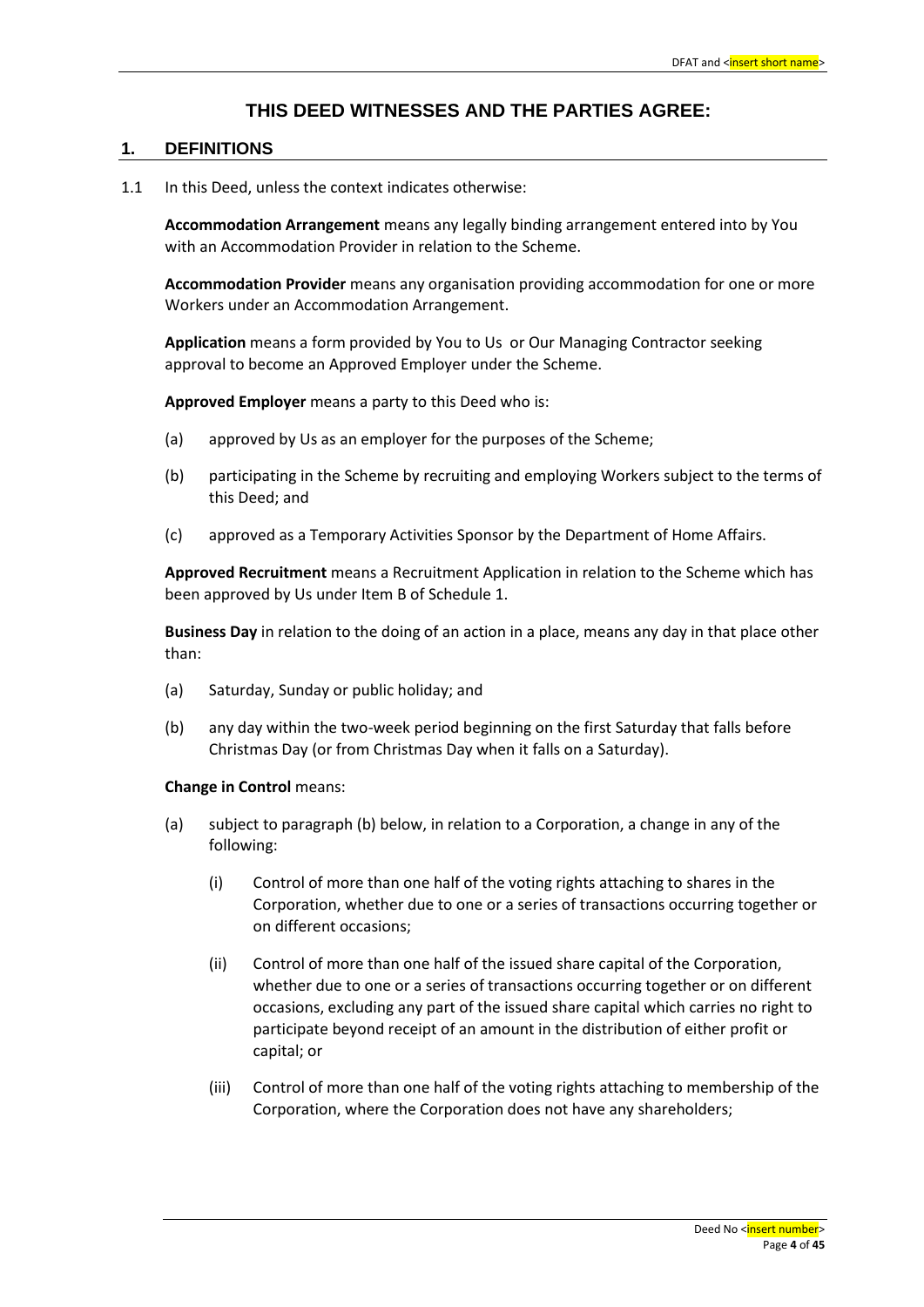# THIS DEED WITNESSES AND THE PARTIES AGREE:

## 1. DEFINITIONS

1.1 In this Deed, unless the context indicates otherwise:

**Accommodation Arrangement** means any legally binding arrangement entered into by You with an Accommodation Provider in relation to the Scheme.

**Accommodation Provider** means any organisation providing accommodation for one or more Workers under an Accommodation Arrangement.

**Application** means a form provided by You to Us or Our Managing Contractor seeking approval to become an Approved Employer under the Scheme.

**Approved Employer** means a party to this Deed who is:

(a) approved by Us as an employer for the purposes of the Scheme;

(b) participating in the Scheme by recruiting and employing Workers subject to the terms of this Deed; and

(c) approved as a Temporary Activities Sponsor by the Department of Home Affairs.

**Approved Recruitment** means a Recruitment Application in relation to the Scheme which has been approved by Us under Item B of Schedule 1.

**Business Day** in relation to the doing of an action in a place, means any day in that place other than:

(a) Saturday, Sunday or public holiday; and

(b) any day within the two-week period beginning on the first Saturday that falls before Christmas Day (or from Christmas Day when it falls on a Saturday).

**Change in Control** means:

(a) subject to paragraph (b) below, in relation to a Corporation, a change in any of the following:

(i) Control of more than one half of the voting rights attaching to shares in the Corporation, whether due to one or a series of transactions occurring together or on different occasions;

(ii) Control of more than one half of the issued share capital of the Corporation, whether due to one or a series of transactions occurring together or on different occasions, excluding any part of the issued share capital which carries no right to participate beyond receipt of an amount in the distribution of either profit or capital; or

(iii) Control of more than one half of the voting rights attaching to membership of the Corporation, where the Corporation does not have any shareholders;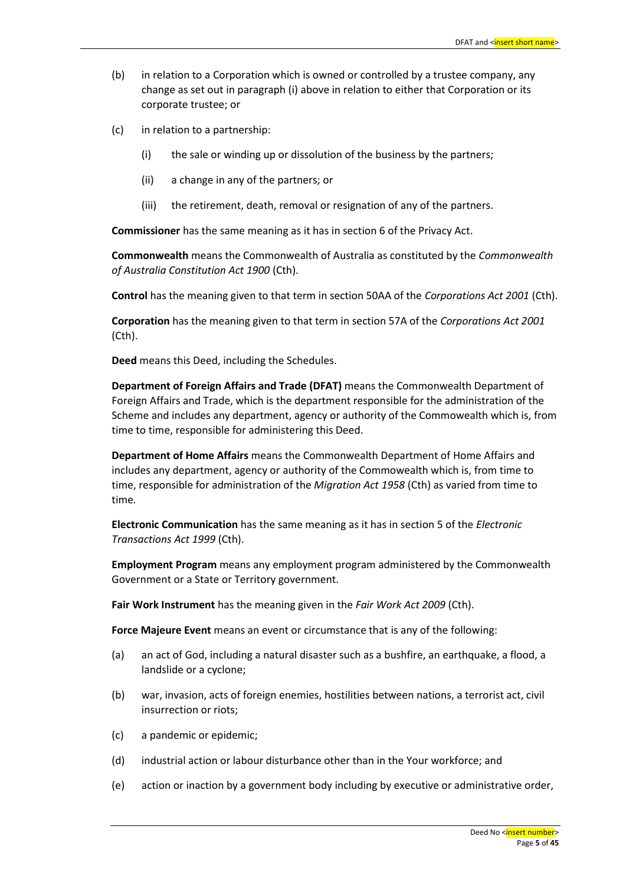(b) in relation to a Corporation which is owned or controlled by a trustee company, any change as set out in paragraph (i) above in relation to either that Corporation or its corporate trustee; or

(c) in relation to a partnership:

  (i) the sale or winding up or dissolution of the business by the partners;

  (ii) a change in any of the partners; or

  (iii) the retirement, death, removal or resignation of any of the partners.

**Commissioner** has the same meaning as it has in section 6 of the Privacy Act.

**Commonwealth** means the Commonwealth of Australia as constituted by the *Commonwealth of Australia Constitution Act 1900* (Cth).

**Control** has the meaning given to that term in section 50AA of the *Corporations Act 2001* (Cth).

**Corporation** has the meaning given to that term in section 57A of the *Corporations Act 2001* (Cth).

**Deed** means this Deed, including the Schedules.

**Department of Foreign Affairs and Trade (DFAT)** means the Commonwealth Department of Foreign Affairs and Trade, which is the department responsible for the administration of the Scheme and includes any department, agency or authority of the Commowealth which is, from time to time, responsible for administering this Deed.

**Department of Home Affairs** means the Commonwealth Department of Home Affairs and includes any department, agency or authority of the Commowealth which is, from time to time, responsible for administration of the *Migration Act 1958* (Cth) as varied from time to time.

**Electronic Communication** has the same meaning as it has in section 5 of the *Electronic Transactions Act 1999* (Cth).

**Employment Program** means any employment program administered by the Commonwealth Government or a State or Territory government.

**Fair Work Instrument** has the meaning given in the *Fair Work Act 2009* (Cth).

**Force Majeure Event** means an event or circumstance that is any of the following:

(a) an act of God, including a natural disaster such as a bushfire, an earthquake, a flood, a landslide or a cyclone;

(b) war, invasion, acts of foreign enemies, hostilities between nations, a terrorist act, civil insurrection or riots;

(c) a pandemic or epidemic;

(d) industrial action or labour disturbance other than in the Your workforce; and

(e) action or inaction by a government body including by executive or administrative order,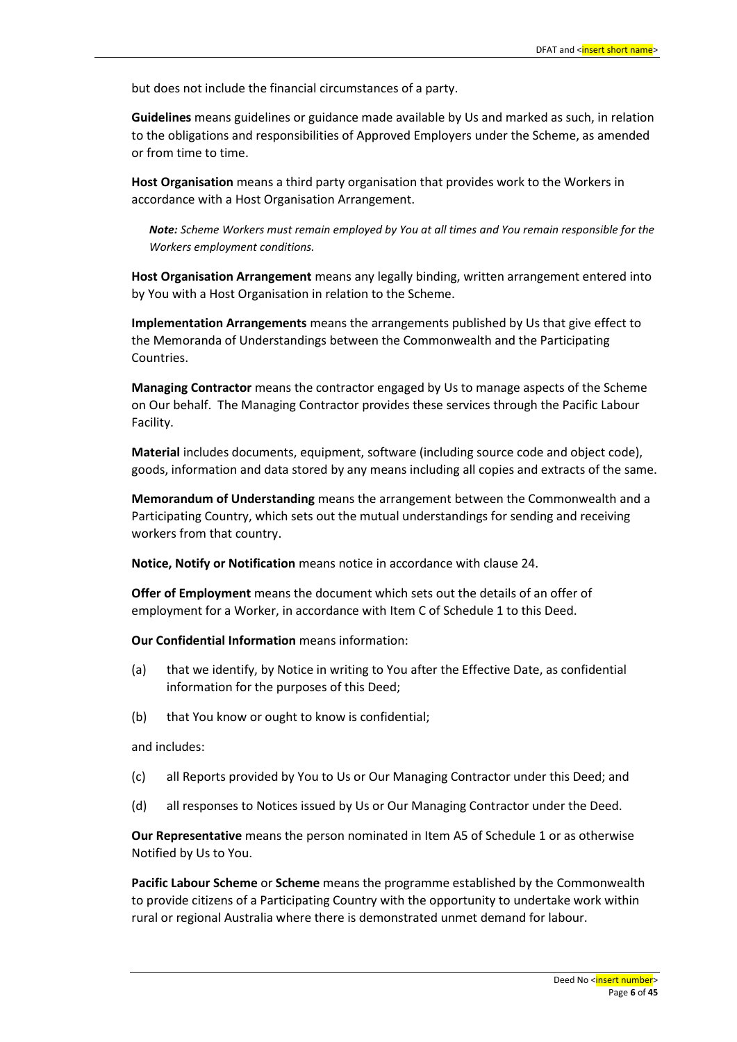but does not include the financial circumstances of a party.

**Guidelines** means guidelines or guidance made available by Us and marked as such, in relation to the obligations and responsibilities of Approved Employers under the Scheme, as amended or from time to time.

**Host Organisation** means a third party organisation that provides work to the Workers in accordance with a Host Organisation Arrangement.

> ***Note:*** *Scheme Workers must remain employed by You at all times and You remain responsible for the Workers employment conditions.*

**Host Organisation Arrangement** means any legally binding, written arrangement entered into by You with a Host Organisation in relation to the Scheme.

**Implementation Arrangements** means the arrangements published by Us that give effect to the Memoranda of Understandings between the Commonwealth and the Participating Countries.

**Managing Contractor** means the contractor engaged by Us to manage aspects of the Scheme on Our behalf. The Managing Contractor provides these services through the Pacific Labour Facility.

**Material** includes documents, equipment, software (including source code and object code), goods, information and data stored by any means including all copies and extracts of the same.

**Memorandum of Understanding** means the arrangement between the Commonwealth and a Participating Country, which sets out the mutual understandings for sending and receiving workers from that country.

**Notice, Notify or Notification** means notice in accordance with clause 24.

**Offer of Employment** means the document which sets out the details of an offer of employment for a Worker, in accordance with Item C of Schedule 1 to this Deed.

**Our Confidential Information** means information:

(a) that we identify, by Notice in writing to You after the Effective Date, as confidential information for the purposes of this Deed;

(b) that You know or ought to know is confidential;

and includes:

(c) all Reports provided by You to Us or Our Managing Contractor under this Deed; and

(d) all responses to Notices issued by Us or Our Managing Contractor under the Deed.

**Our Representative** means the person nominated in Item A5 of Schedule 1 or as otherwise Notified by Us to You.

**Pacific Labour Scheme** or **Scheme** means the programme established by the Commonwealth to provide citizens of a Participating Country with the opportunity to undertake work within rural or regional Australia where there is demonstrated unmet demand for labour.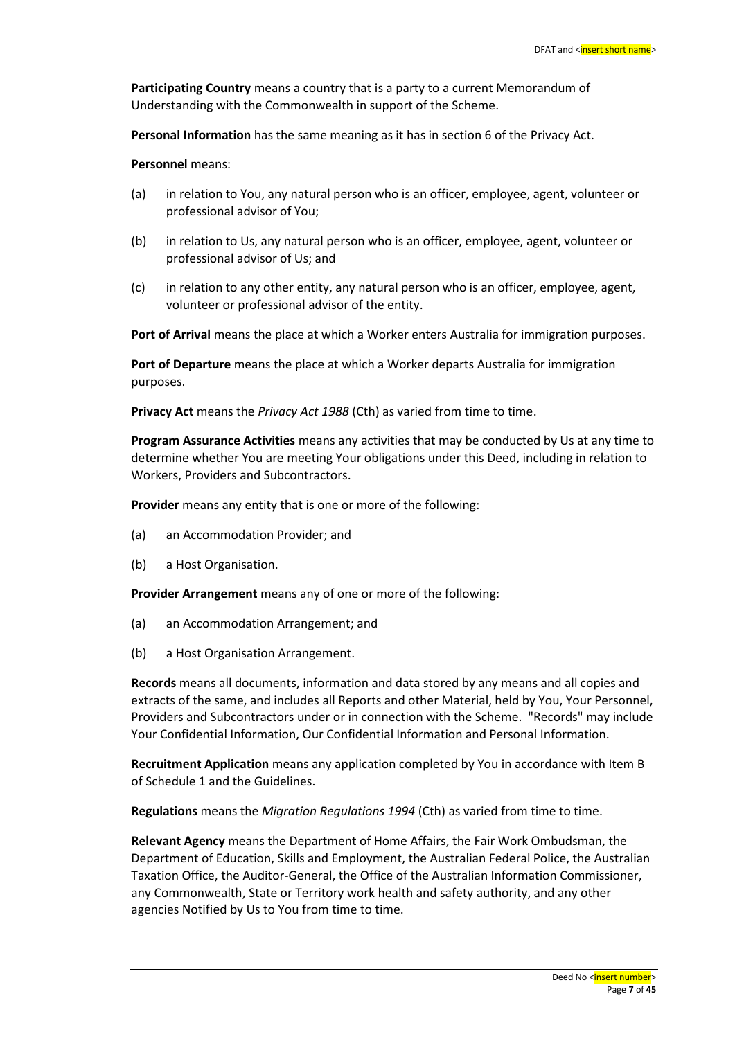**Participating Country** means a country that is a party to a current Memorandum of Understanding with the Commonwealth in support of the Scheme.

**Personal Information** has the same meaning as it has in section 6 of the Privacy Act.

**Personnel** means:

(a) in relation to You, any natural person who is an officer, employee, agent, volunteer or professional advisor of You;

(b) in relation to Us, any natural person who is an officer, employee, agent, volunteer or professional advisor of Us; and

(c) in relation to any other entity, any natural person who is an officer, employee, agent, volunteer or professional advisor of the entity.

**Port of Arrival** means the place at which a Worker enters Australia for immigration purposes.

**Port of Departure** means the place at which a Worker departs Australia for immigration purposes.

**Privacy Act** means the *Privacy Act 1988* (Cth) as varied from time to time.

**Program Assurance Activities** means any activities that may be conducted by Us at any time to determine whether You are meeting Your obligations under this Deed, including in relation to Workers, Providers and Subcontractors.

**Provider** means any entity that is one or more of the following:

(a) an Accommodation Provider; and

(b) a Host Organisation.

**Provider Arrangement** means any of one or more of the following:

(a) an Accommodation Arrangement; and

(b) a Host Organisation Arrangement.

**Records** means all documents, information and data stored by any means and all copies and extracts of the same, and includes all Reports and other Material, held by You, Your Personnel, Providers and Subcontractors under or in connection with the Scheme. "Records" may include Your Confidential Information, Our Confidential Information and Personal Information.

**Recruitment Application** means any application completed by You in accordance with Item B of Schedule 1 and the Guidelines.

**Regulations** means the *Migration Regulations 1994* (Cth) as varied from time to time.

**Relevant Agency** means the Department of Home Affairs, the Fair Work Ombudsman, the Department of Education, Skills and Employment, the Australian Federal Police, the Australian Taxation Office, the Auditor-General, the Office of the Australian Information Commissioner, any Commonwealth, State or Territory work health and safety authority, and any other agencies Notified by Us to You from time to time.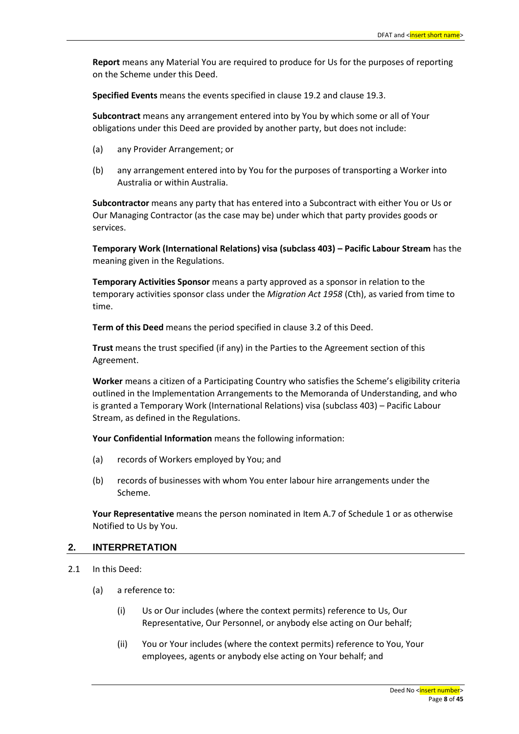**Report** means any Material You are required to produce for Us for the purposes of reporting on the Scheme under this Deed.

**Specified Events** means the events specified in clause 19.2 and clause 19.3.

**Subcontract** means any arrangement entered into by You by which some or all of Your obligations under this Deed are provided by another party, but does not include:

(a) any Provider Arrangement; or

(b) any arrangement entered into by You for the purposes of transporting a Worker into Australia or within Australia.

**Subcontractor** means any party that has entered into a Subcontract with either You or Us or Our Managing Contractor (as the case may be) under which that party provides goods or services.

**Temporary Work (International Relations) visa (subclass 403) – Pacific Labour Stream** has the meaning given in the Regulations.

**Temporary Activities Sponsor** means a party approved as a sponsor in relation to the temporary activities sponsor class under the *Migration Act 1958* (Cth), as varied from time to time.

**Term of this Deed** means the period specified in clause 3.2 of this Deed.

**Trust** means the trust specified (if any) in the Parties to the Agreement section of this Agreement.

**Worker** means a citizen of a Participating Country who satisfies the Scheme's eligibility criteria outlined in the Implementation Arrangements to the Memoranda of Understanding, and who is granted a Temporary Work (International Relations) visa (subclass 403) – Pacific Labour Stream, as defined in the Regulations.

**Your Confidential Information** means the following information:

(a) records of Workers employed by You; and

(b) records of businesses with whom You enter labour hire arrangements under the Scheme.

**Your Representative** means the person nominated in Item A.7 of Schedule 1 or as otherwise Notified to Us by You.

## 2. INTERPRETATION

2.1 In this Deed:

(a) a reference to:

(i) Us or Our includes (where the context permits) reference to Us, Our Representative, Our Personnel, or anybody else acting on Our behalf;

(ii) You or Your includes (where the context permits) reference to You, Your employees, agents or anybody else acting on Your behalf; and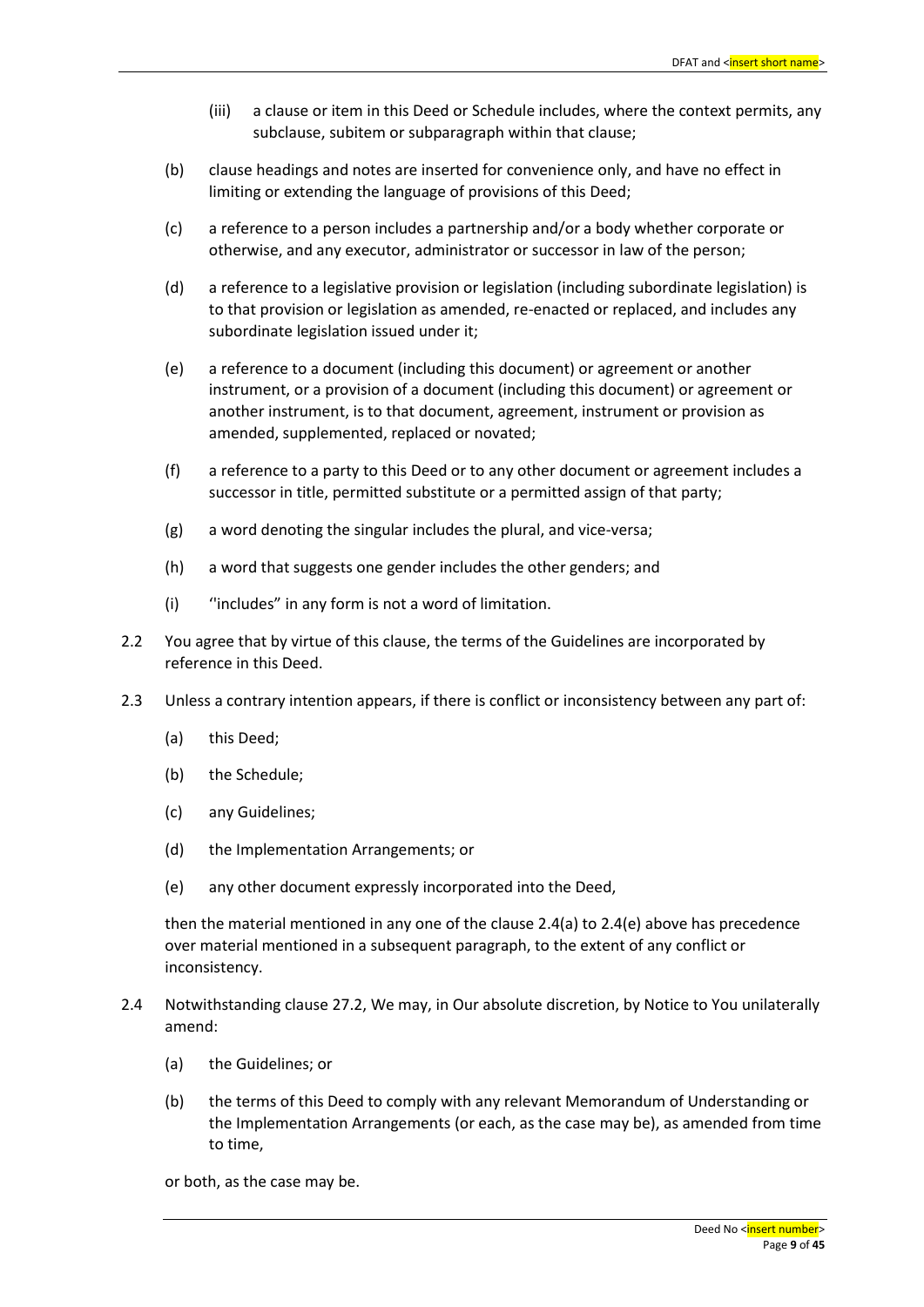(iii) a clause or item in this Deed or Schedule includes, where the context permits, any subclause, subitem or subparagraph within that clause;

(b) clause headings and notes are inserted for convenience only, and have no effect in limiting or extending the language of provisions of this Deed;

(c) a reference to a person includes a partnership and/or a body whether corporate or otherwise, and any executor, administrator or successor in law of the person;

(d) a reference to a legislative provision or legislation (including subordinate legislation) is to that provision or legislation as amended, re-enacted or replaced, and includes any subordinate legislation issued under it;

(e) a reference to a document (including this document) or agreement or another instrument, or a provision of a document (including this document) or agreement or another instrument, is to that document, agreement, instrument or provision as amended, supplemented, replaced or novated;

(f) a reference to a party to this Deed or to any other document or agreement includes a successor in title, permitted substitute or a permitted assign of that party;

(g) a word denoting the singular includes the plural, and vice-versa;

(h) a word that suggests one gender includes the other genders; and

(i) ''includes" in any form is not a word of limitation.

2.2 You agree that by virtue of this clause, the terms of the Guidelines are incorporated by reference in this Deed.

2.3 Unless a contrary intention appears, if there is conflict or inconsistency between any part of:

(a) this Deed;

(b) the Schedule;

(c) any Guidelines;

(d) the Implementation Arrangements; or

(e) any other document expressly incorporated into the Deed,

then the material mentioned in any one of the clause 2.4(a) to 2.4(e) above has precedence over material mentioned in a subsequent paragraph, to the extent of any conflict or inconsistency.

2.4 Notwithstanding clause 27.2, We may, in Our absolute discretion, by Notice to You unilaterally amend:

(a) the Guidelines; or

(b) the terms of this Deed to comply with any relevant Memorandum of Understanding or the Implementation Arrangements (or each, as the case may be), as amended from time to time,

or both, as the case may be.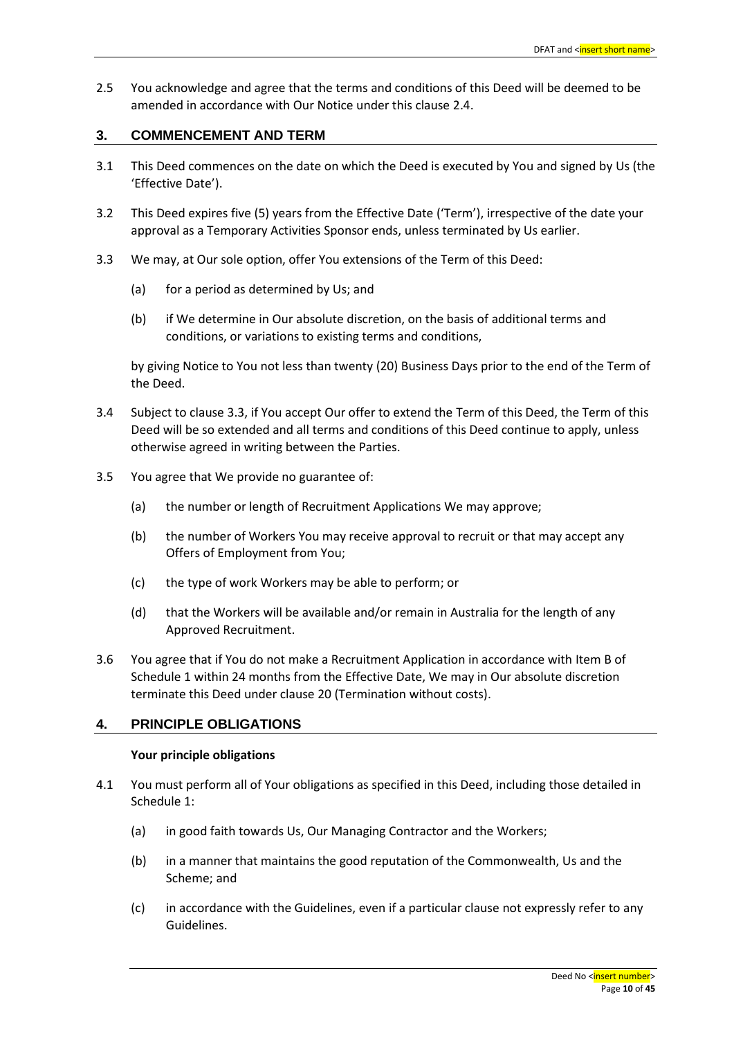2.5 You acknowledge and agree that the terms and conditions of this Deed will be deemed to be amended in accordance with Our Notice under this clause 2.4.

## 3. COMMENCEMENT AND TERM

3.1 This Deed commences on the date on which the Deed is executed by You and signed by Us (the 'Effective Date').

3.2 This Deed expires five (5) years from the Effective Date ('Term'), irrespective of the date your approval as a Temporary Activities Sponsor ends, unless terminated by Us earlier.

3.3 We may, at Our sole option, offer You extensions of the Term of this Deed:

(a) for a period as determined by Us; and

(b) if We determine in Our absolute discretion, on the basis of additional terms and conditions, or variations to existing terms and conditions,

by giving Notice to You not less than twenty (20) Business Days prior to the end of the Term of the Deed.

3.4 Subject to clause 3.3, if You accept Our offer to extend the Term of this Deed, the Term of this Deed will be so extended and all terms and conditions of this Deed continue to apply, unless otherwise agreed in writing between the Parties.

3.5 You agree that We provide no guarantee of:

(a) the number or length of Recruitment Applications We may approve;

(b) the number of Workers You may receive approval to recruit or that may accept any Offers of Employment from You;

(c) the type of work Workers may be able to perform; or

(d) that the Workers will be available and/or remain in Australia for the length of any Approved Recruitment.

3.6 You agree that if You do not make a Recruitment Application in accordance with Item B of Schedule 1 within 24 months from the Effective Date, We may in Our absolute discretion terminate this Deed under clause 20 (Termination without costs).

## 4. PRINCIPLE OBLIGATIONS

**Your principle obligations**

4.1 You must perform all of Your obligations as specified in this Deed, including those detailed in Schedule 1:

(a) in good faith towards Us, Our Managing Contractor and the Workers;

(b) in a manner that maintains the good reputation of the Commonwealth, Us and the Scheme; and

(c) in accordance with the Guidelines, even if a particular clause not expressly refer to any Guidelines.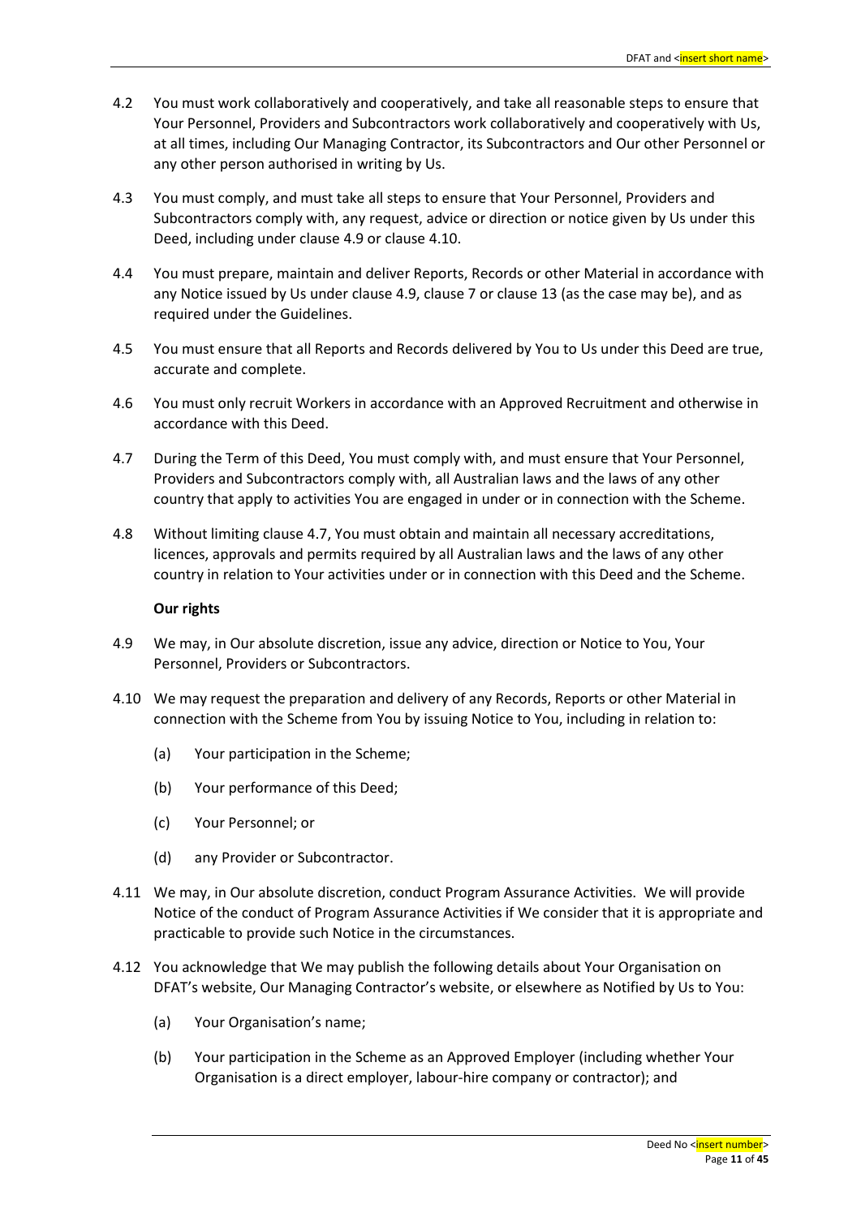4.2 You must work collaboratively and cooperatively, and take all reasonable steps to ensure that Your Personnel, Providers and Subcontractors work collaboratively and cooperatively with Us, at all times, including Our Managing Contractor, its Subcontractors and Our other Personnel or any other person authorised in writing by Us.

4.3 You must comply, and must take all steps to ensure that Your Personnel, Providers and Subcontractors comply with, any request, advice or direction or notice given by Us under this Deed, including under clause 4.9 or clause 4.10.

4.4 You must prepare, maintain and deliver Reports, Records or other Material in accordance with any Notice issued by Us under clause 4.9, clause 7 or clause 13 (as the case may be), and as required under the Guidelines.

4.5 You must ensure that all Reports and Records delivered by You to Us under this Deed are true, accurate and complete.

4.6 You must only recruit Workers in accordance with an Approved Recruitment and otherwise in accordance with this Deed.

4.7 During the Term of this Deed, You must comply with, and must ensure that Your Personnel, Providers and Subcontractors comply with, all Australian laws and the laws of any other country that apply to activities You are engaged in under or in connection with the Scheme.

4.8 Without limiting clause 4.7, You must obtain and maintain all necessary accreditations, licences, approvals and permits required by all Australian laws and the laws of any other country in relation to Your activities under or in connection with this Deed and the Scheme.

**Our rights**

4.9 We may, in Our absolute discretion, issue any advice, direction or Notice to You, Your Personnel, Providers or Subcontractors.

4.10 We may request the preparation and delivery of any Records, Reports or other Material in connection with the Scheme from You by issuing Notice to You, including in relation to:

(a) Your participation in the Scheme;

(b) Your performance of this Deed;

(c) Your Personnel; or

(d) any Provider or Subcontractor.

4.11 We may, in Our absolute discretion, conduct Program Assurance Activities. We will provide Notice of the conduct of Program Assurance Activities if We consider that it is appropriate and practicable to provide such Notice in the circumstances.

4.12 You acknowledge that We may publish the following details about Your Organisation on DFAT's website, Our Managing Contractor's website, or elsewhere as Notified by Us to You:

(a) Your Organisation's name;

(b) Your participation in the Scheme as an Approved Employer (including whether Your Organisation is a direct employer, labour-hire company or contractor); and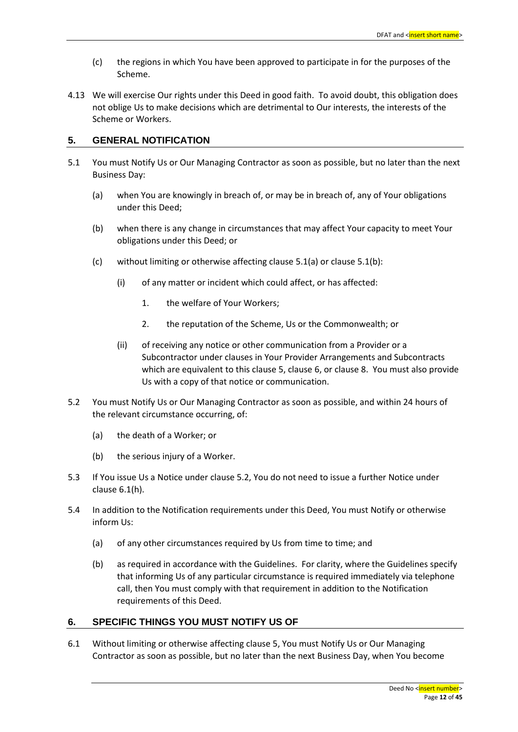(c) the regions in which You have been approved to participate in for the purposes of the Scheme.

4.13 We will exercise Our rights under this Deed in good faith. To avoid doubt, this obligation does not oblige Us to make decisions which are detrimental to Our interests, the interests of the Scheme or Workers.

## 5. GENERAL NOTIFICATION

5.1 You must Notify Us or Our Managing Contractor as soon as possible, but no later than the next Business Day:

(a) when You are knowingly in breach of, or may be in breach of, any of Your obligations under this Deed;

(b) when there is any change in circumstances that may affect Your capacity to meet Your obligations under this Deed; or

(c) without limiting or otherwise affecting clause 5.1(a) or clause 5.1(b):

(i) of any matter or incident which could affect, or has affected:

1. the welfare of Your Workers;

2. the reputation of the Scheme, Us or the Commonwealth; or

(ii) of receiving any notice or other communication from a Provider or a Subcontractor under clauses in Your Provider Arrangements and Subcontracts which are equivalent to this clause 5, clause 6, or clause 8. You must also provide Us with a copy of that notice or communication.

5.2 You must Notify Us or Our Managing Contractor as soon as possible, and within 24 hours of the relevant circumstance occurring, of:

(a) the death of a Worker; or

(b) the serious injury of a Worker.

5.3 If You issue Us a Notice under clause 5.2, You do not need to issue a further Notice under clause 6.1(h).

5.4 In addition to the Notification requirements under this Deed, You must Notify or otherwise inform Us:

(a) of any other circumstances required by Us from time to time; and

(b) as required in accordance with the Guidelines. For clarity, where the Guidelines specify that informing Us of any particular circumstance is required immediately via telephone call, then You must comply with that requirement in addition to the Notification requirements of this Deed.

## 6. SPECIFIC THINGS YOU MUST NOTIFY US OF

6.1 Without limiting or otherwise affecting clause 5, You must Notify Us or Our Managing Contractor as soon as possible, but no later than the next Business Day, when You become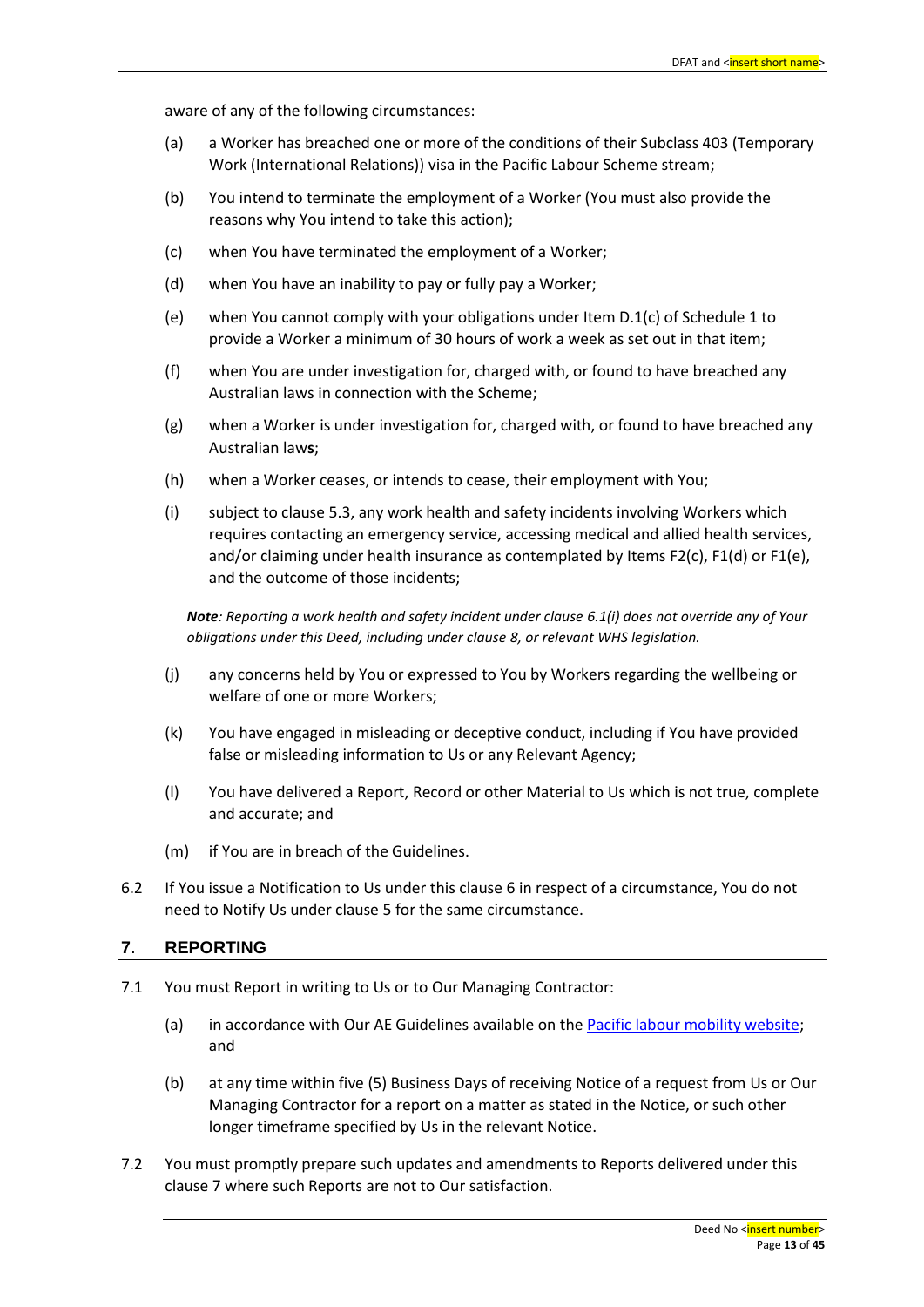aware of any of the following circumstances:

(a) a Worker has breached one or more of the conditions of their Subclass 403 (Temporary Work (International Relations)) visa in the Pacific Labour Scheme stream;

(b) You intend to terminate the employment of a Worker (You must also provide the reasons why You intend to take this action);

(c) when You have terminated the employment of a Worker;

(d) when You have an inability to pay or fully pay a Worker;

(e) when You cannot comply with your obligations under Item D.1(c) of Schedule 1 to provide a Worker a minimum of 30 hours of work a week as set out in that item;

(f) when You are under investigation for, charged with, or found to have breached any Australian laws in connection with the Scheme;

(g) when a Worker is under investigation for, charged with, or found to have breached any Australian law**s**;

(h) when a Worker ceases, or intends to cease, their employment with You;

(i) subject to clause 5.3, any work health and safety incidents involving Workers which requires contacting an emergency service, accessing medical and allied health services, and/or claiming under health insurance as contemplated by Items F2(c), F1(d) or F1(e), and the outcome of those incidents;

***Note**: Reporting a work health and safety incident under clause 6.1(i) does not override any of Your obligations under this Deed, including under clause 8, or relevant WHS legislation.*

(j) any concerns held by You or expressed to You by Workers regarding the wellbeing or welfare of one or more Workers;

(k) You have engaged in misleading or deceptive conduct, including if You have provided false or misleading information to Us or any Relevant Agency;

(l) You have delivered a Report, Record or other Material to Us which is not true, complete and accurate; and

(m) if You are in breach of the Guidelines.

6.2 If You issue a Notification to Us under this clause 6 in respect of a circumstance, You do not need to Notify Us under clause 5 for the same circumstance.

## 7. REPORTING

7.1 You must Report in writing to Us or to Our Managing Contractor:

(a) in accordance with Our AE Guidelines available on the Pacific labour mobility website; and

(b) at any time within five (5) Business Days of receiving Notice of a request from Us or Our Managing Contractor for a report on a matter as stated in the Notice, or such other longer timeframe specified by Us in the relevant Notice.

7.2 You must promptly prepare such updates and amendments to Reports delivered under this clause 7 where such Reports are not to Our satisfaction.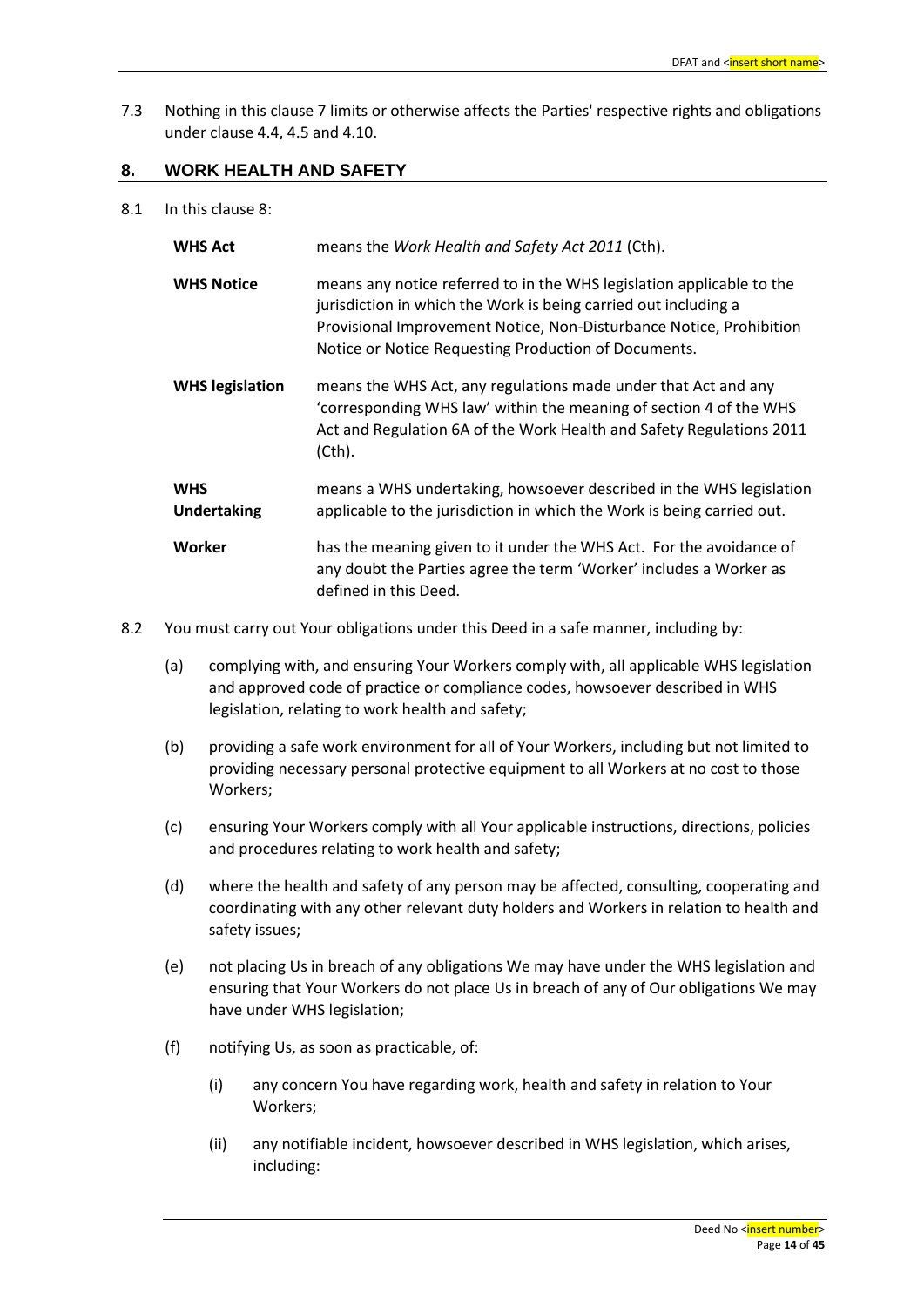7.3 Nothing in this clause 7 limits or otherwise affects the Parties' respective rights and obligations under clause 4.4, 4.5 and 4.10.

## 8. WORK HEALTH AND SAFETY

8.1 In this clause 8:

| | |
|---|---|
| **WHS Act** | means the *Work Health and Safety Act 2011* (Cth). |
| **WHS Notice** | means any notice referred to in the WHS legislation applicable to the jurisdiction in which the Work is being carried out including a Provisional Improvement Notice, Non-Disturbance Notice, Prohibition Notice or Notice Requesting Production of Documents. |
| **WHS legislation** | means the WHS Act, any regulations made under that Act and any 'corresponding WHS law' within the meaning of section 4 of the WHS Act and Regulation 6A of the Work Health and Safety Regulations 2011 (Cth). |
| **WHS Undertaking** | means a WHS undertaking, howsoever described in the WHS legislation applicable to the jurisdiction in which the Work is being carried out. |
| **Worker** | has the meaning given to it under the WHS Act. For the avoidance of any doubt the Parties agree the term 'Worker' includes a Worker as defined in this Deed. |

8.2 You must carry out Your obligations under this Deed in a safe manner, including by:

(a) complying with, and ensuring Your Workers comply with, all applicable WHS legislation and approved code of practice or compliance codes, howsoever described in WHS legislation, relating to work health and safety;

(b) providing a safe work environment for all of Your Workers, including but not limited to providing necessary personal protective equipment to all Workers at no cost to those Workers;

(c) ensuring Your Workers comply with all Your applicable instructions, directions, policies and procedures relating to work health and safety;

(d) where the health and safety of any person may be affected, consulting, cooperating and coordinating with any other relevant duty holders and Workers in relation to health and safety issues;

(e) not placing Us in breach of any obligations We may have under the WHS legislation and ensuring that Your Workers do not place Us in breach of any of Our obligations We may have under WHS legislation;

(f) notifying Us, as soon as practicable, of:

(i) any concern You have regarding work, health and safety in relation to Your Workers;

(ii) any notifiable incident, howsoever described in WHS legislation, which arises, including: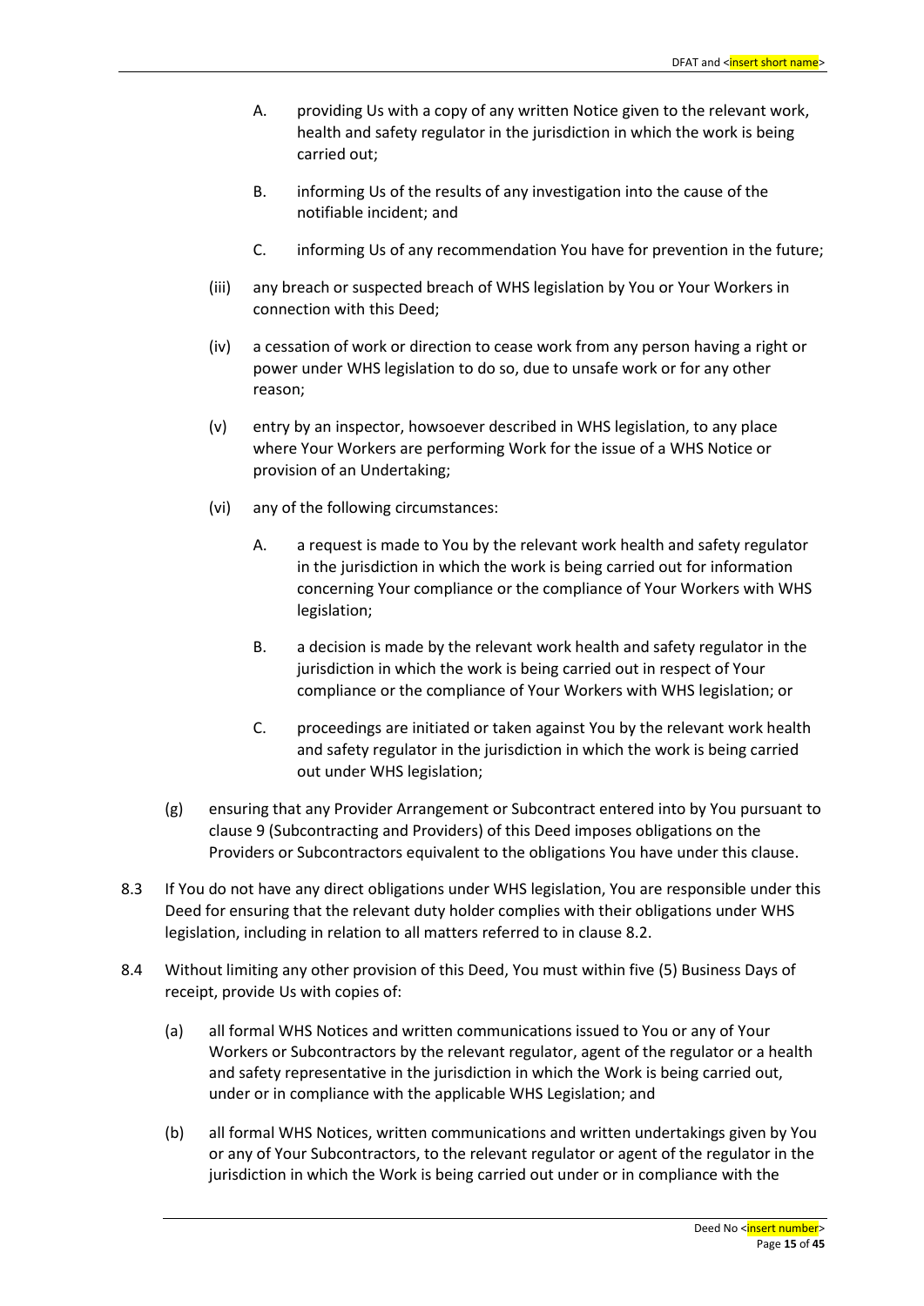- A. providing Us with a copy of any written Notice given to the relevant work, health and safety regulator in the jurisdiction in which the work is being carried out;
- B. informing Us of the results of any investigation into the cause of the notifiable incident; and
- C. informing Us of any recommendation You have for prevention in the future;

(iii) any breach or suspected breach of WHS legislation by You or Your Workers in connection with this Deed;

(iv) a cessation of work or direction to cease work from any person having a right or power under WHS legislation to do so, due to unsafe work or for any other reason;

(v) entry by an inspector, howsoever described in WHS legislation, to any place where Your Workers are performing Work for the issue of a WHS Notice or provision of an Undertaking;

(vi) any of the following circumstances:

- A. a request is made to You by the relevant work health and safety regulator in the jurisdiction in which the work is being carried out for information concerning Your compliance or the compliance of Your Workers with WHS legislation;
- B. a decision is made by the relevant work health and safety regulator in the jurisdiction in which the work is being carried out in respect of Your compliance or the compliance of Your Workers with WHS legislation; or
- C. proceedings are initiated or taken against You by the relevant work health and safety regulator in the jurisdiction in which the work is being carried out under WHS legislation;

(g) ensuring that any Provider Arrangement or Subcontract entered into by You pursuant to clause 9 (Subcontracting and Providers) of this Deed imposes obligations on the Providers or Subcontractors equivalent to the obligations You have under this clause.

8.3 If You do not have any direct obligations under WHS legislation, You are responsible under this Deed for ensuring that the relevant duty holder complies with their obligations under WHS legislation, including in relation to all matters referred to in clause 8.2.

8.4 Without limiting any other provision of this Deed, You must within five (5) Business Days of receipt, provide Us with copies of:

(a) all formal WHS Notices and written communications issued to You or any of Your Workers or Subcontractors by the relevant regulator, agent of the regulator or a health and safety representative in the jurisdiction in which the Work is being carried out, under or in compliance with the applicable WHS Legislation; and

(b) all formal WHS Notices, written communications and written undertakings given by You or any of Your Subcontractors, to the relevant regulator or agent of the regulator in the jurisdiction in which the Work is being carried out under or in compliance with the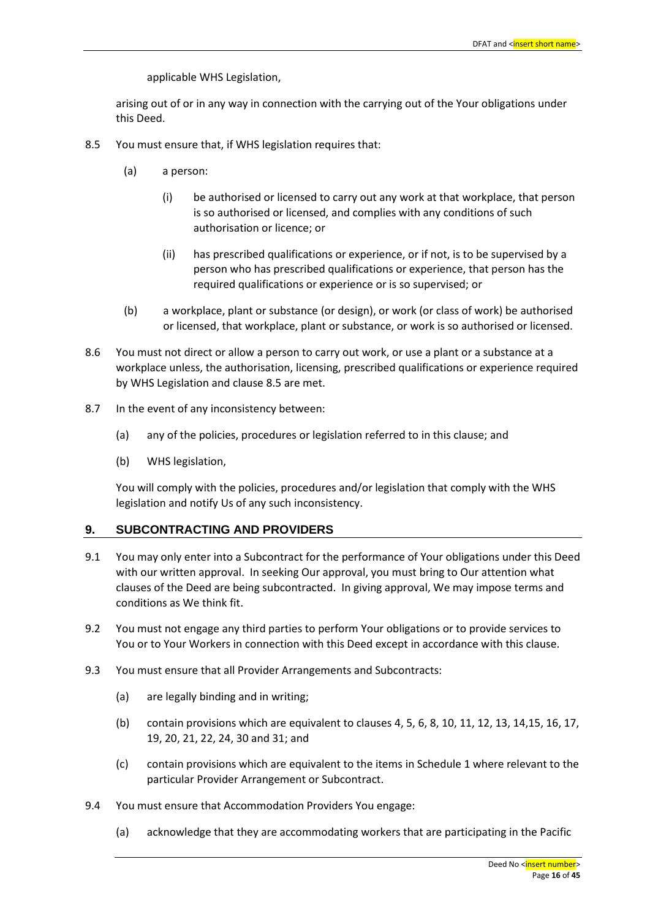applicable WHS Legislation,

arising out of or in any way in connection with the carrying out of the Your obligations under this Deed.

8.5 You must ensure that, if WHS legislation requires that:

(a) a person:

(i) be authorised or licensed to carry out any work at that workplace, that person is so authorised or licensed, and complies with any conditions of such authorisation or licence; or

(ii) has prescribed qualifications or experience, or if not, is to be supervised by a person who has prescribed qualifications or experience, that person has the required qualifications or experience or is so supervised; or

(b) a workplace, plant or substance (or design), or work (or class of work) be authorised or licensed, that workplace, plant or substance, or work is so authorised or licensed.

8.6 You must not direct or allow a person to carry out work, or use a plant or a substance at a workplace unless, the authorisation, licensing, prescribed qualifications or experience required by WHS Legislation and clause 8.5 are met.

8.7 In the event of any inconsistency between:

(a) any of the policies, procedures or legislation referred to in this clause; and

(b) WHS legislation,

You will comply with the policies, procedures and/or legislation that comply with the WHS legislation and notify Us of any such inconsistency.

## 9. SUBCONTRACTING AND PROVIDERS

9.1 You may only enter into a Subcontract for the performance of Your obligations under this Deed with our written approval. In seeking Our approval, you must bring to Our attention what clauses of the Deed are being subcontracted. In giving approval, We may impose terms and conditions as We think fit.

9.2 You must not engage any third parties to perform Your obligations or to provide services to You or to Your Workers in connection with this Deed except in accordance with this clause.

9.3 You must ensure that all Provider Arrangements and Subcontracts:

(a) are legally binding and in writing;

(b) contain provisions which are equivalent to clauses 4, 5, 6, 8, 10, 11, 12, 13, 14,15, 16, 17, 19, 20, 21, 22, 24, 30 and 31; and

(c) contain provisions which are equivalent to the items in Schedule 1 where relevant to the particular Provider Arrangement or Subcontract.

9.4 You must ensure that Accommodation Providers You engage:

(a) acknowledge that they are accommodating workers that are participating in the Pacific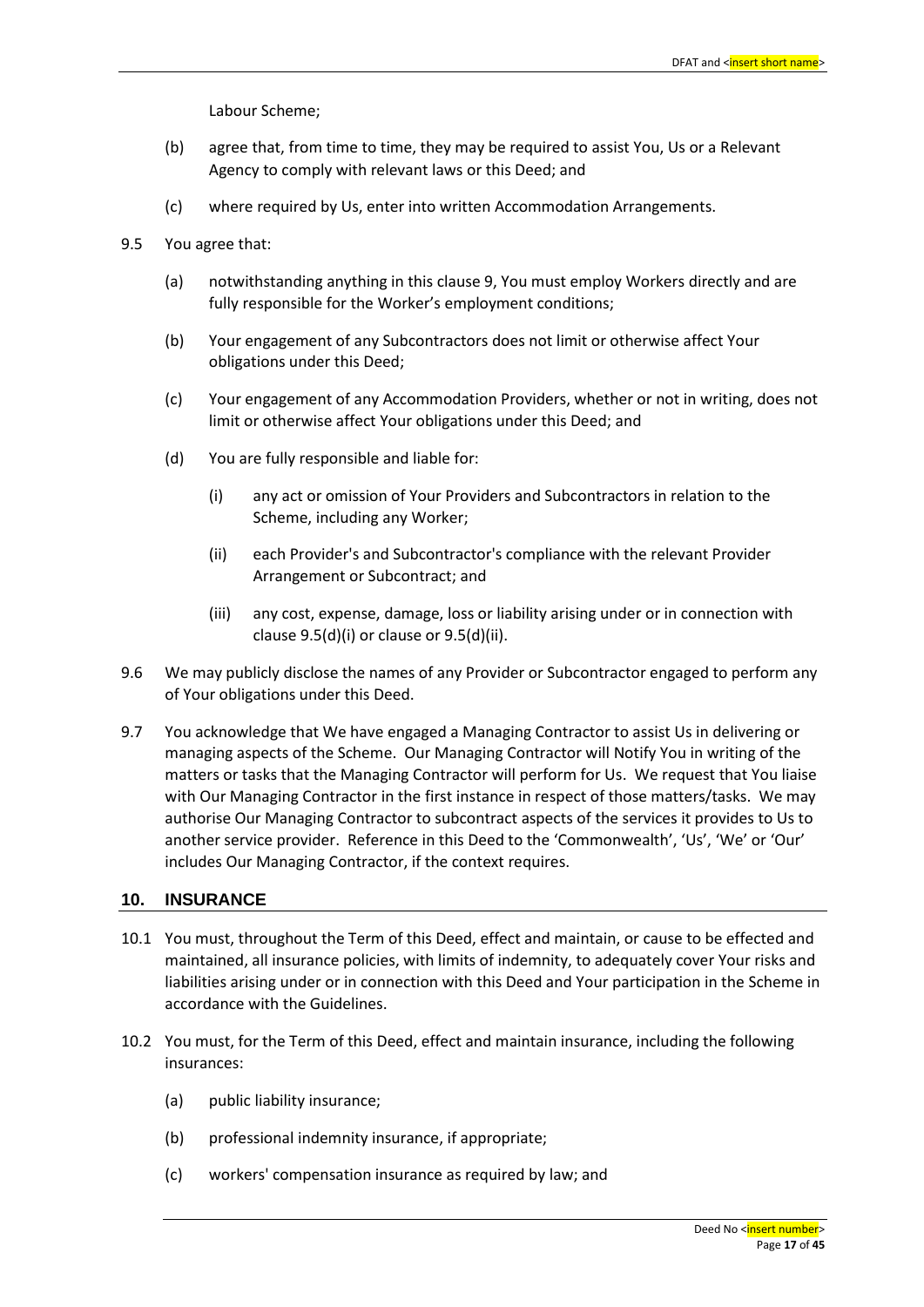Labour Scheme;

(b) agree that, from time to time, they may be required to assist You, Us or a Relevant Agency to comply with relevant laws or this Deed; and

(c) where required by Us, enter into written Accommodation Arrangements.

9.5 You agree that:

(a) notwithstanding anything in this clause 9, You must employ Workers directly and are fully responsible for the Worker's employment conditions;

(b) Your engagement of any Subcontractors does not limit or otherwise affect Your obligations under this Deed;

(c) Your engagement of any Accommodation Providers, whether or not in writing, does not limit or otherwise affect Your obligations under this Deed; and

(d) You are fully responsible and liable for:

(i) any act or omission of Your Providers and Subcontractors in relation to the Scheme, including any Worker;

(ii) each Provider's and Subcontractor's compliance with the relevant Provider Arrangement or Subcontract; and

(iii) any cost, expense, damage, loss or liability arising under or in connection with clause 9.5(d)(i) or clause or 9.5(d)(ii).

9.6 We may publicly disclose the names of any Provider or Subcontractor engaged to perform any of Your obligations under this Deed.

9.7 You acknowledge that We have engaged a Managing Contractor to assist Us in delivering or managing aspects of the Scheme. Our Managing Contractor will Notify You in writing of the matters or tasks that the Managing Contractor will perform for Us. We request that You liaise with Our Managing Contractor in the first instance in respect of those matters/tasks. We may authorise Our Managing Contractor to subcontract aspects of the services it provides to Us to another service provider. Reference in this Deed to the 'Commonwealth', 'Us', 'We' or 'Our' includes Our Managing Contractor, if the context requires.

## 10. INSURANCE

10.1 You must, throughout the Term of this Deed, effect and maintain, or cause to be effected and maintained, all insurance policies, with limits of indemnity, to adequately cover Your risks and liabilities arising under or in connection with this Deed and Your participation in the Scheme in accordance with the Guidelines.

10.2 You must, for the Term of this Deed, effect and maintain insurance, including the following insurances:

(a) public liability insurance;

(b) professional indemnity insurance, if appropriate;

(c) workers' compensation insurance as required by law; and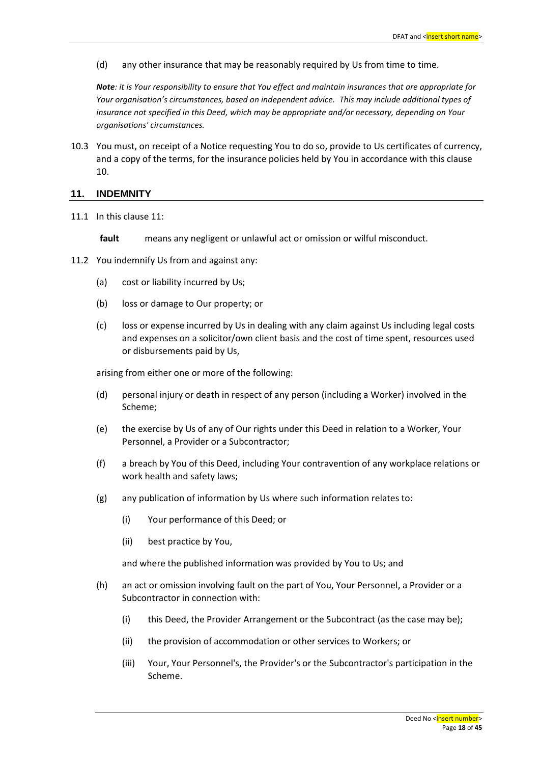(d) any other insurance that may be reasonably required by Us from time to time.

***Note****: it is Your responsibility to ensure that You effect and maintain insurances that are appropriate for Your organisation's circumstances, based on independent advice. This may include additional types of insurance not specified in this Deed, which may be appropriate and/or necessary, depending on Your organisations' circumstances.*

10.3 You must, on receipt of a Notice requesting You to do so, provide to Us certificates of currency, and a copy of the terms, for the insurance policies held by You in accordance with this clause 10.

## 11. INDEMNITY

11.1 In this clause 11:

**fault** means any negligent or unlawful act or omission or wilful misconduct.

11.2 You indemnify Us from and against any:

(a) cost or liability incurred by Us;

(b) loss or damage to Our property; or

(c) loss or expense incurred by Us in dealing with any claim against Us including legal costs and expenses on a solicitor/own client basis and the cost of time spent, resources used or disbursements paid by Us,

arising from either one or more of the following:

(d) personal injury or death in respect of any person (including a Worker) involved in the Scheme;

(e) the exercise by Us of any of Our rights under this Deed in relation to a Worker, Your Personnel, a Provider or a Subcontractor;

(f) a breach by You of this Deed, including Your contravention of any workplace relations or work health and safety laws;

(g) any publication of information by Us where such information relates to:

(i) Your performance of this Deed; or

(ii) best practice by You,

and where the published information was provided by You to Us; and

(h) an act or omission involving fault on the part of You, Your Personnel, a Provider or a Subcontractor in connection with:

(i) this Deed, the Provider Arrangement or the Subcontract (as the case may be);

(ii) the provision of accommodation or other services to Workers; or

(iii) Your, Your Personnel's, the Provider's or the Subcontractor's participation in the Scheme.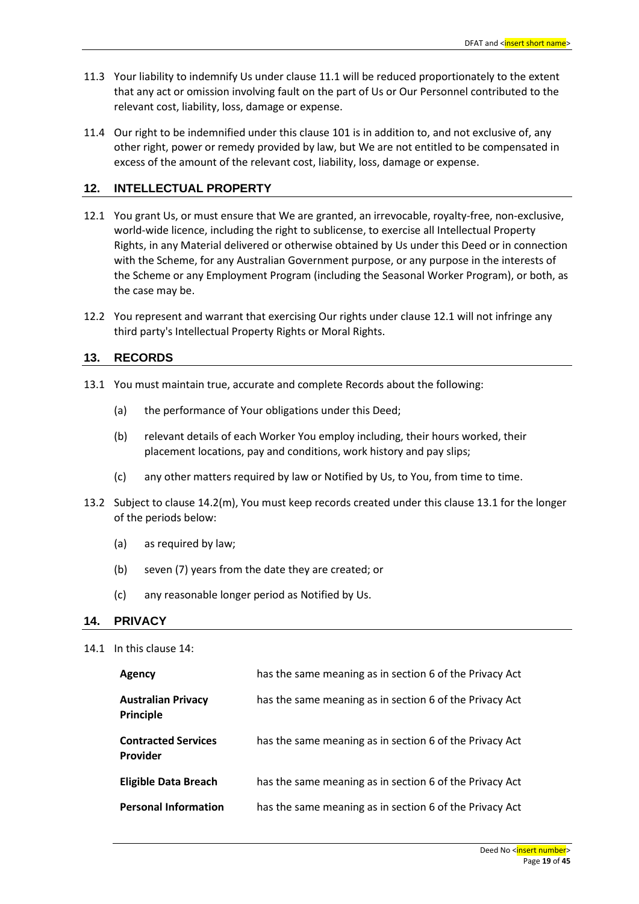11.3 Your liability to indemnify Us under clause 11.1 will be reduced proportionately to the extent that any act or omission involving fault on the part of Us or Our Personnel contributed to the relevant cost, liability, loss, damage or expense.

11.4 Our right to be indemnified under this clause 101 is in addition to, and not exclusive of, any other right, power or remedy provided by law, but We are not entitled to be compensated in excess of the amount of the relevant cost, liability, loss, damage or expense.

## 12. INTELLECTUAL PROPERTY

12.1 You grant Us, or must ensure that We are granted, an irrevocable, royalty-free, non-exclusive, world-wide licence, including the right to sublicense, to exercise all Intellectual Property Rights, in any Material delivered or otherwise obtained by Us under this Deed or in connection with the Scheme, for any Australian Government purpose, or any purpose in the interests of the Scheme or any Employment Program (including the Seasonal Worker Program), or both, as the case may be.

12.2 You represent and warrant that exercising Our rights under clause 12.1 will not infringe any third party's Intellectual Property Rights or Moral Rights.

## 13. RECORDS

13.1 You must maintain true, accurate and complete Records about the following:

(a) the performance of Your obligations under this Deed;

(b) relevant details of each Worker You employ including, their hours worked, their placement locations, pay and conditions, work history and pay slips;

(c) any other matters required by law or Notified by Us, to You, from time to time.

13.2 Subject to clause 14.2(m), You must keep records created under this clause 13.1 for the longer of the periods below:

(a) as required by law;

(b) seven (7) years from the date they are created; or

(c) any reasonable longer period as Notified by Us.

## 14. PRIVACY

14.1 In this clause 14:

| | |
|---|---|
| **Agency** | has the same meaning as in section 6 of the Privacy Act |
| **Australian Privacy Principle** | has the same meaning as in section 6 of the Privacy Act |
| **Contracted Services Provider** | has the same meaning as in section 6 of the Privacy Act |
| **Eligible Data Breach** | has the same meaning as in section 6 of the Privacy Act |
| **Personal Information** | has the same meaning as in section 6 of the Privacy Act |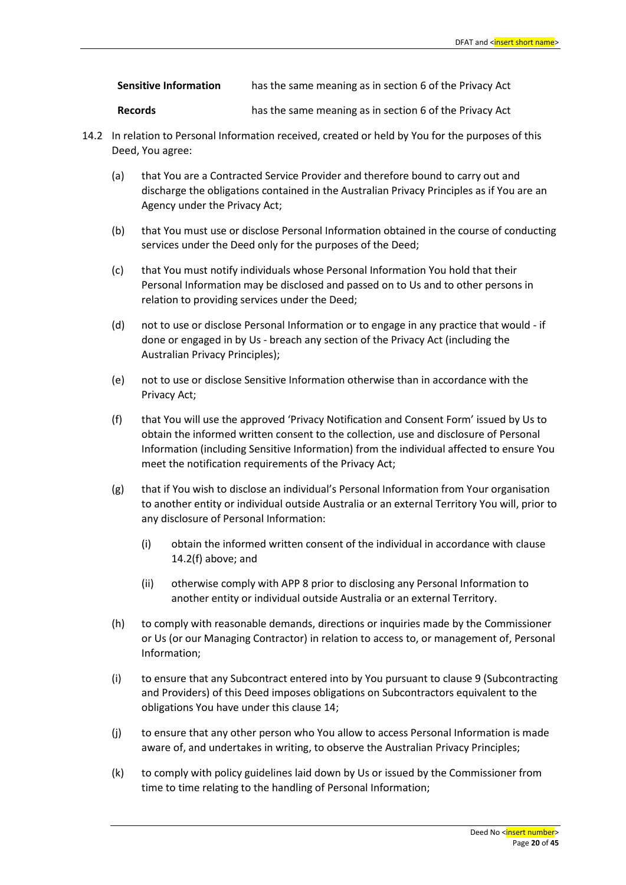| | |
|---|---|
| **Sensitive Information** | has the same meaning as in section 6 of the Privacy Act |
| **Records** | has the same meaning as in section 6 of the Privacy Act |

14.2 In relation to Personal Information received, created or held by You for the purposes of this Deed, You agree:

(a) that You are a Contracted Service Provider and therefore bound to carry out and discharge the obligations contained in the Australian Privacy Principles as if You are an Agency under the Privacy Act;

(b) that You must use or disclose Personal Information obtained in the course of conducting services under the Deed only for the purposes of the Deed;

(c) that You must notify individuals whose Personal Information You hold that their Personal Information may be disclosed and passed on to Us and to other persons in relation to providing services under the Deed;

(d) not to use or disclose Personal Information or to engage in any practice that would - if done or engaged in by Us - breach any section of the Privacy Act (including the Australian Privacy Principles);

(e) not to use or disclose Sensitive Information otherwise than in accordance with the Privacy Act;

(f) that You will use the approved 'Privacy Notification and Consent Form' issued by Us to obtain the informed written consent to the collection, use and disclosure of Personal Information (including Sensitive Information) from the individual affected to ensure You meet the notification requirements of the Privacy Act;

(g) that if You wish to disclose an individual's Personal Information from Your organisation to another entity or individual outside Australia or an external Territory You will, prior to any disclosure of Personal Information:

(i) obtain the informed written consent of the individual in accordance with clause 14.2(f) above; and

(ii) otherwise comply with APP 8 prior to disclosing any Personal Information to another entity or individual outside Australia or an external Territory.

(h) to comply with reasonable demands, directions or inquiries made by the Commissioner or Us (or our Managing Contractor) in relation to access to, or management of, Personal Information;

(i) to ensure that any Subcontract entered into by You pursuant to clause 9 (Subcontracting and Providers) of this Deed imposes obligations on Subcontractors equivalent to the obligations You have under this clause 14;

(j) to ensure that any other person who You allow to access Personal Information is made aware of, and undertakes in writing, to observe the Australian Privacy Principles;

(k) to comply with policy guidelines laid down by Us or issued by the Commissioner from time to time relating to the handling of Personal Information;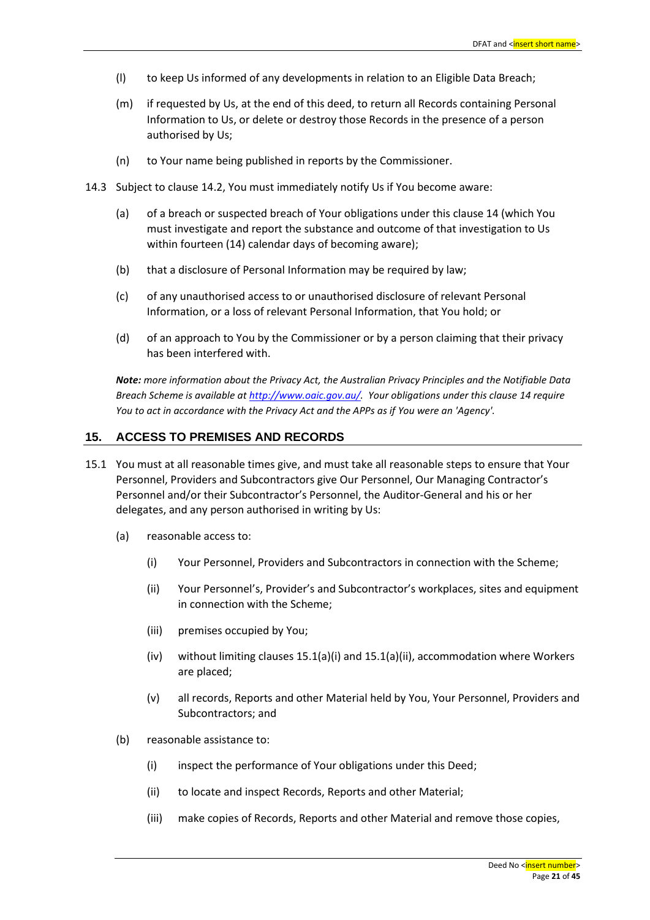(l) to keep Us informed of any developments in relation to an Eligible Data Breach;

(m) if requested by Us, at the end of this deed, to return all Records containing Personal Information to Us, or delete or destroy those Records in the presence of a person authorised by Us;

(n) to Your name being published in reports by the Commissioner.

14.3 Subject to clause 14.2, You must immediately notify Us if You become aware:

(a) of a breach or suspected breach of Your obligations under this clause 14 (which You must investigate and report the substance and outcome of that investigation to Us within fourteen (14) calendar days of becoming aware);

(b) that a disclosure of Personal Information may be required by law;

(c) of any unauthorised access to or unauthorised disclosure of relevant Personal Information, or a loss of relevant Personal Information, that You hold; or

(d) of an approach to You by the Commissioner or by a person claiming that their privacy has been interfered with.

***Note:*** *more information about the Privacy Act, the Australian Privacy Principles and the Notifiable Data Breach Scheme is available at [http://www.oaic.gov.au/](http://www.oaic.gov.au/). Your obligations under this clause 14 require You to act in accordance with the Privacy Act and the APPs as if You were an 'Agency'.*

## 15. ACCESS TO PREMISES AND RECORDS

15.1 You must at all reasonable times give, and must take all reasonable steps to ensure that Your Personnel, Providers and Subcontractors give Our Personnel, Our Managing Contractor's Personnel and/or their Subcontractor's Personnel, the Auditor-General and his or her delegates, and any person authorised in writing by Us:

(a) reasonable access to:

(i) Your Personnel, Providers and Subcontractors in connection with the Scheme;

(ii) Your Personnel's, Provider's and Subcontractor's workplaces, sites and equipment in connection with the Scheme;

(iii) premises occupied by You;

(iv) without limiting clauses 15.1(a)(i) and 15.1(a)(ii), accommodation where Workers are placed;

(v) all records, Reports and other Material held by You, Your Personnel, Providers and Subcontractors; and

(b) reasonable assistance to:

(i) inspect the performance of Your obligations under this Deed;

(ii) to locate and inspect Records, Reports and other Material;

(iii) make copies of Records, Reports and other Material and remove those copies,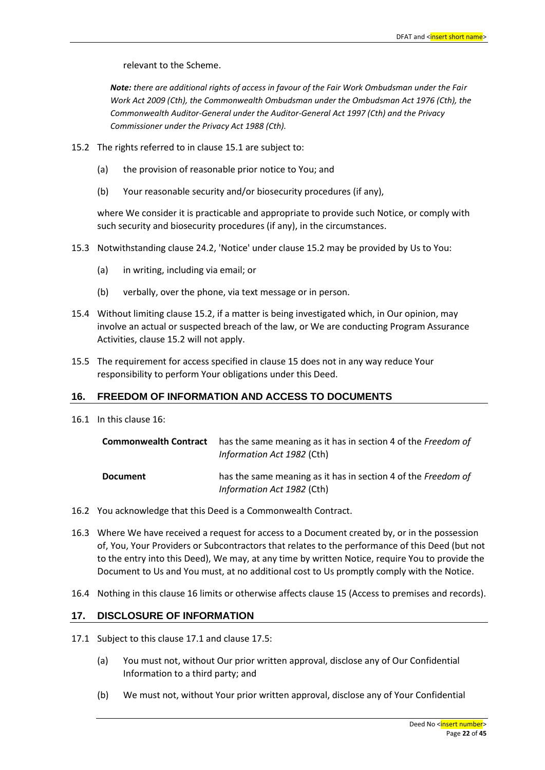relevant to the Scheme.

***Note:*** *there are additional rights of access in favour of the Fair Work Ombudsman under the Fair Work Act 2009 (Cth), the Commonwealth Ombudsman under the Ombudsman Act 1976 (Cth), the Commonwealth Auditor-General under the Auditor-General Act 1997 (Cth) and the Privacy Commissioner under the Privacy Act 1988 (Cth).*

15.2 The rights referred to in clause 15.1 are subject to:

(a) the provision of reasonable prior notice to You; and

(b) Your reasonable security and/or biosecurity procedures (if any),

where We consider it is practicable and appropriate to provide such Notice, or comply with such security and biosecurity procedures (if any), in the circumstances.

15.3 Notwithstanding clause 24.2, 'Notice' under clause 15.2 may be provided by Us to You:

(a) in writing, including via email; or

(b) verbally, over the phone, via text message or in person.

15.4 Without limiting clause 15.2, if a matter is being investigated which, in Our opinion, may involve an actual or suspected breach of the law, or We are conducting Program Assurance Activities, clause 15.2 will not apply.

15.5 The requirement for access specified in clause 15 does not in any way reduce Your responsibility to perform Your obligations under this Deed.

## 16. FREEDOM OF INFORMATION AND ACCESS TO DOCUMENTS

16.1 In this clause 16:

| | |
|---|---|
| **Commonwealth Contract** | has the same meaning as it has in section 4 of the *Freedom of Information Act 1982* (Cth) |
| **Document** | has the same meaning as it has in section 4 of the *Freedom of Information Act 1982* (Cth) |

16.2 You acknowledge that this Deed is a Commonwealth Contract.

16.3 Where We have received a request for access to a Document created by, or in the possession of, You, Your Providers or Subcontractors that relates to the performance of this Deed (but not to the entry into this Deed), We may, at any time by written Notice, require You to provide the Document to Us and You must, at no additional cost to Us promptly comply with the Notice.

16.4 Nothing in this clause 16 limits or otherwise affects clause 15 (Access to premises and records).

## 17. DISCLOSURE OF INFORMATION

17.1 Subject to this clause 17.1 and clause 17.5:

(a) You must not, without Our prior written approval, disclose any of Our Confidential Information to a third party; and

(b) We must not, without Your prior written approval, disclose any of Your Confidential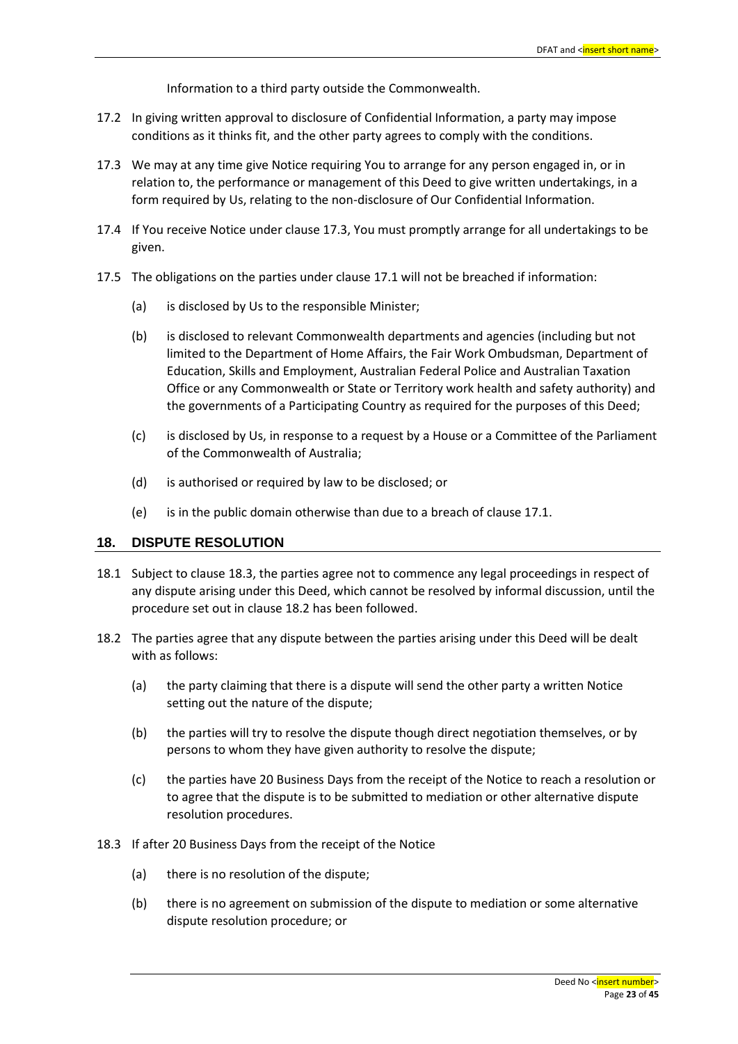Information to a third party outside the Commonwealth.

17.2 In giving written approval to disclosure of Confidential Information, a party may impose conditions as it thinks fit, and the other party agrees to comply with the conditions.

17.3 We may at any time give Notice requiring You to arrange for any person engaged in, or in relation to, the performance or management of this Deed to give written undertakings, in a form required by Us, relating to the non-disclosure of Our Confidential Information.

17.4 If You receive Notice under clause 17.3, You must promptly arrange for all undertakings to be given.

17.5 The obligations on the parties under clause 17.1 will not be breached if information:

(a) is disclosed by Us to the responsible Minister;

(b) is disclosed to relevant Commonwealth departments and agencies (including but not limited to the Department of Home Affairs, the Fair Work Ombudsman, Department of Education, Skills and Employment, Australian Federal Police and Australian Taxation Office or any Commonwealth or State or Territory work health and safety authority) and the governments of a Participating Country as required for the purposes of this Deed;

(c) is disclosed by Us, in response to a request by a House or a Committee of the Parliament of the Commonwealth of Australia;

(d) is authorised or required by law to be disclosed; or

(e) is in the public domain otherwise than due to a breach of clause 17.1.

## 18. DISPUTE RESOLUTION

18.1 Subject to clause 18.3, the parties agree not to commence any legal proceedings in respect of any dispute arising under this Deed, which cannot be resolved by informal discussion, until the procedure set out in clause 18.2 has been followed.

18.2 The parties agree that any dispute between the parties arising under this Deed will be dealt with as follows:

(a) the party claiming that there is a dispute will send the other party a written Notice setting out the nature of the dispute;

(b) the parties will try to resolve the dispute though direct negotiation themselves, or by persons to whom they have given authority to resolve the dispute;

(c) the parties have 20 Business Days from the receipt of the Notice to reach a resolution or to agree that the dispute is to be submitted to mediation or other alternative dispute resolution procedures.

18.3 If after 20 Business Days from the receipt of the Notice

(a) there is no resolution of the dispute;

(b) there is no agreement on submission of the dispute to mediation or some alternative dispute resolution procedure; or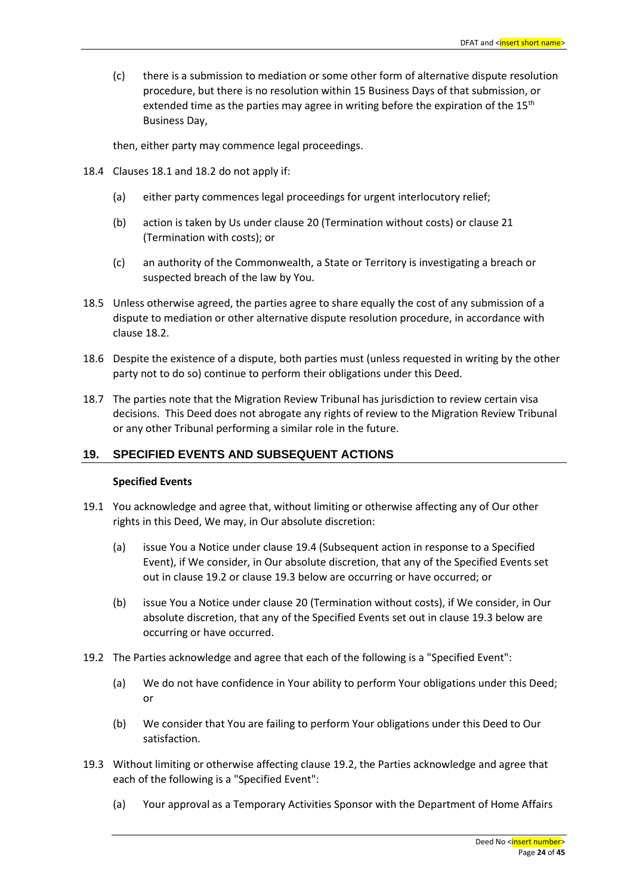(c) there is a submission to mediation or some other form of alternative dispute resolution procedure, but there is no resolution within 15 Business Days of that submission, or extended time as the parties may agree in writing before the expiration of the 15th Business Day,

then, either party may commence legal proceedings.

18.4 Clauses 18.1 and 18.2 do not apply if:

(a) either party commences legal proceedings for urgent interlocutory relief;

(b) action is taken by Us under clause 20 (Termination without costs) or clause 21 (Termination with costs); or

(c) an authority of the Commonwealth, a State or Territory is investigating a breach or suspected breach of the law by You.

18.5 Unless otherwise agreed, the parties agree to share equally the cost of any submission of a dispute to mediation or other alternative dispute resolution procedure, in accordance with clause 18.2.

18.6 Despite the existence of a dispute, both parties must (unless requested in writing by the other party not to do so) continue to perform their obligations under this Deed.

18.7 The parties note that the Migration Review Tribunal has jurisdiction to review certain visa decisions. This Deed does not abrogate any rights of review to the Migration Review Tribunal or any other Tribunal performing a similar role in the future.

## 19. SPECIFIED EVENTS AND SUBSEQUENT ACTIONS

**Specified Events**

19.1 You acknowledge and agree that, without limiting or otherwise affecting any of Our other rights in this Deed, We may, in Our absolute discretion:

(a) issue You a Notice under clause 19.4 (Subsequent action in response to a Specified Event), if We consider, in Our absolute discretion, that any of the Specified Events set out in clause 19.2 or clause 19.3 below are occurring or have occurred; or

(b) issue You a Notice under clause 20 (Termination without costs), if We consider, in Our absolute discretion, that any of the Specified Events set out in clause 19.3 below are occurring or have occurred.

19.2 The Parties acknowledge and agree that each of the following is a "Specified Event":

(a) We do not have confidence in Your ability to perform Your obligations under this Deed; or

(b) We consider that You are failing to perform Your obligations under this Deed to Our satisfaction.

19.3 Without limiting or otherwise affecting clause 19.2, the Parties acknowledge and agree that each of the following is a "Specified Event":

(a) Your approval as a Temporary Activities Sponsor with the Department of Home Affairs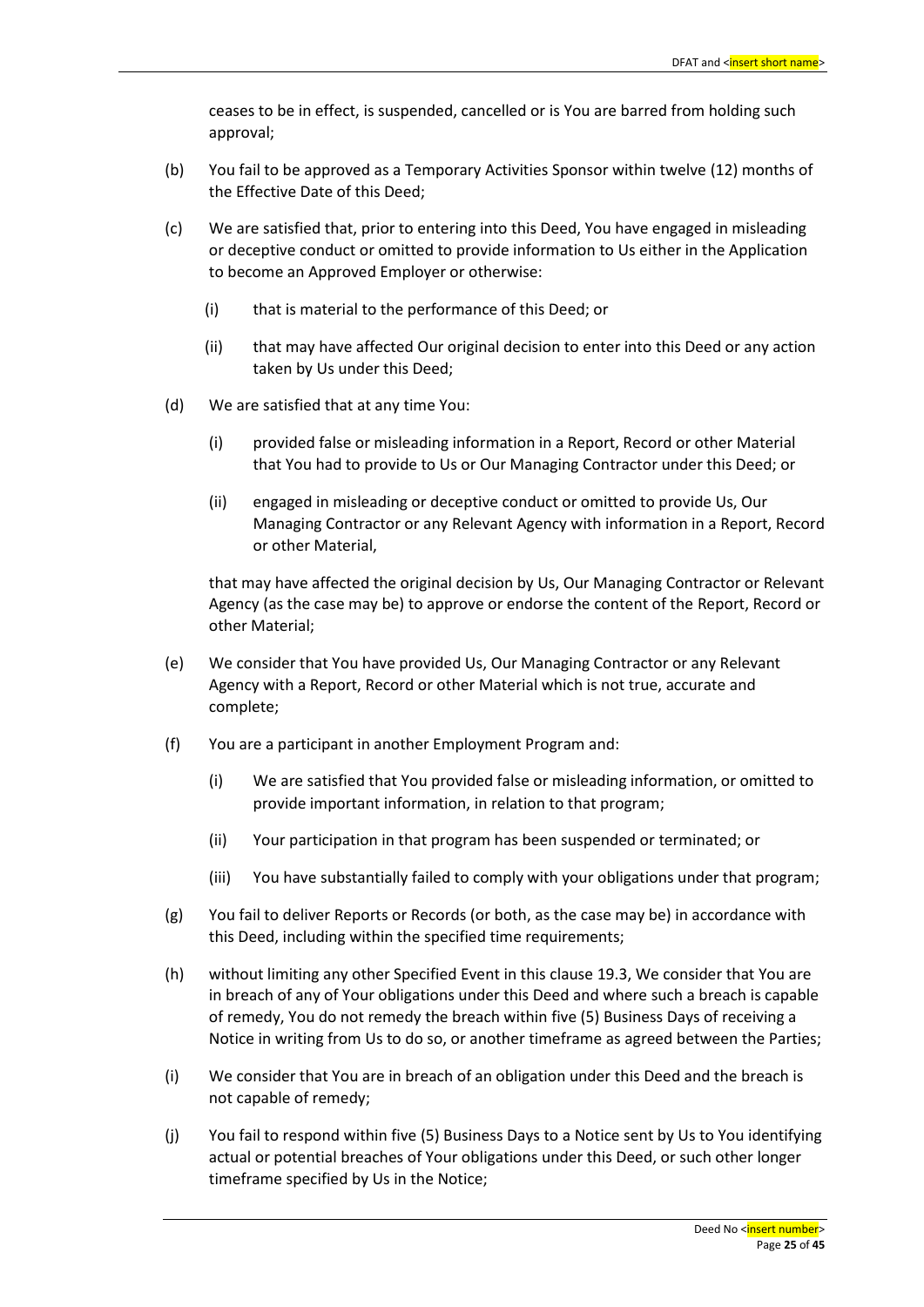ceases to be in effect, is suspended, cancelled or is You are barred from holding such approval;

(b) You fail to be approved as a Temporary Activities Sponsor within twelve (12) months of the Effective Date of this Deed;

(c) We are satisfied that, prior to entering into this Deed, You have engaged in misleading or deceptive conduct or omitted to provide information to Us either in the Application to become an Approved Employer or otherwise:

  (i) that is material to the performance of this Deed; or

  (ii) that may have affected Our original decision to enter into this Deed or any action taken by Us under this Deed;

(d) We are satisfied that at any time You:

  (i) provided false or misleading information in a Report, Record or other Material that You had to provide to Us or Our Managing Contractor under this Deed; or

  (ii) engaged in misleading or deceptive conduct or omitted to provide Us, Our Managing Contractor or any Relevant Agency with information in a Report, Record or other Material,

  that may have affected the original decision by Us, Our Managing Contractor or Relevant Agency (as the case may be) to approve or endorse the content of the Report, Record or other Material;

(e) We consider that You have provided Us, Our Managing Contractor or any Relevant Agency with a Report, Record or other Material which is not true, accurate and complete;

(f) You are a participant in another Employment Program and:

  (i) We are satisfied that You provided false or misleading information, or omitted to provide important information, in relation to that program;

  (ii) Your participation in that program has been suspended or terminated; or

  (iii) You have substantially failed to comply with your obligations under that program;

(g) You fail to deliver Reports or Records (or both, as the case may be) in accordance with this Deed, including within the specified time requirements;

(h) without limiting any other Specified Event in this clause 19.3, We consider that You are in breach of any of Your obligations under this Deed and where such a breach is capable of remedy, You do not remedy the breach within five (5) Business Days of receiving a Notice in writing from Us to do so, or another timeframe as agreed between the Parties;

(i) We consider that You are in breach of an obligation under this Deed and the breach is not capable of remedy;

(j) You fail to respond within five (5) Business Days to a Notice sent by Us to You identifying actual or potential breaches of Your obligations under this Deed, or such other longer timeframe specified by Us in the Notice;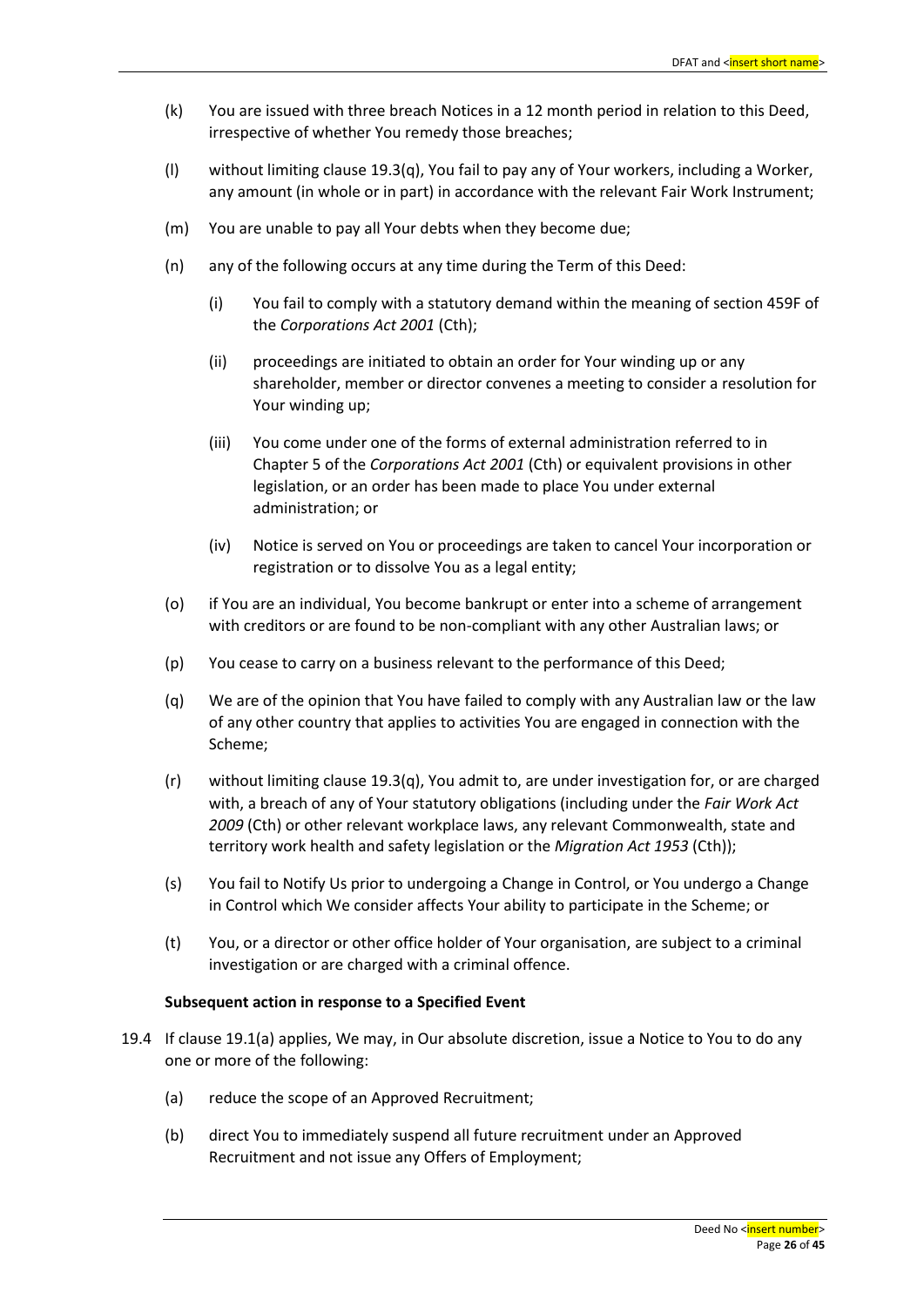(k) You are issued with three breach Notices in a 12 month period in relation to this Deed, irrespective of whether You remedy those breaches;

(l) without limiting clause 19.3(q), You fail to pay any of Your workers, including a Worker, any amount (in whole or in part) in accordance with the relevant Fair Work Instrument;

(m) You are unable to pay all Your debts when they become due;

(n) any of the following occurs at any time during the Term of this Deed:

   (i) You fail to comply with a statutory demand within the meaning of section 459F of the *Corporations Act 2001* (Cth);

   (ii) proceedings are initiated to obtain an order for Your winding up or any shareholder, member or director convenes a meeting to consider a resolution for Your winding up;

   (iii) You come under one of the forms of external administration referred to in Chapter 5 of the *Corporations Act 2001* (Cth) or equivalent provisions in other legislation, or an order has been made to place You under external administration; or

   (iv) Notice is served on You or proceedings are taken to cancel Your incorporation or registration or to dissolve You as a legal entity;

(o) if You are an individual, You become bankrupt or enter into a scheme of arrangement with creditors or are found to be non-compliant with any other Australian laws; or

(p) You cease to carry on a business relevant to the performance of this Deed;

(q) We are of the opinion that You have failed to comply with any Australian law or the law of any other country that applies to activities You are engaged in connection with the Scheme;

(r) without limiting clause 19.3(q), You admit to, are under investigation for, or are charged with, a breach of any of Your statutory obligations (including under the *Fair Work Act 2009* (Cth) or other relevant workplace laws, any relevant Commonwealth, state and territory work health and safety legislation or the *Migration Act 1953* (Cth));

(s) You fail to Notify Us prior to undergoing a Change in Control, or You undergo a Change in Control which We consider affects Your ability to participate in the Scheme; or

(t) You, or a director or other office holder of Your organisation, are subject to a criminal investigation or are charged with a criminal offence.

**Subsequent action in response to a Specified Event**

19.4 If clause 19.1(a) applies, We may, in Our absolute discretion, issue a Notice to You to do any one or more of the following:

(a) reduce the scope of an Approved Recruitment;

(b) direct You to immediately suspend all future recruitment under an Approved Recruitment and not issue any Offers of Employment;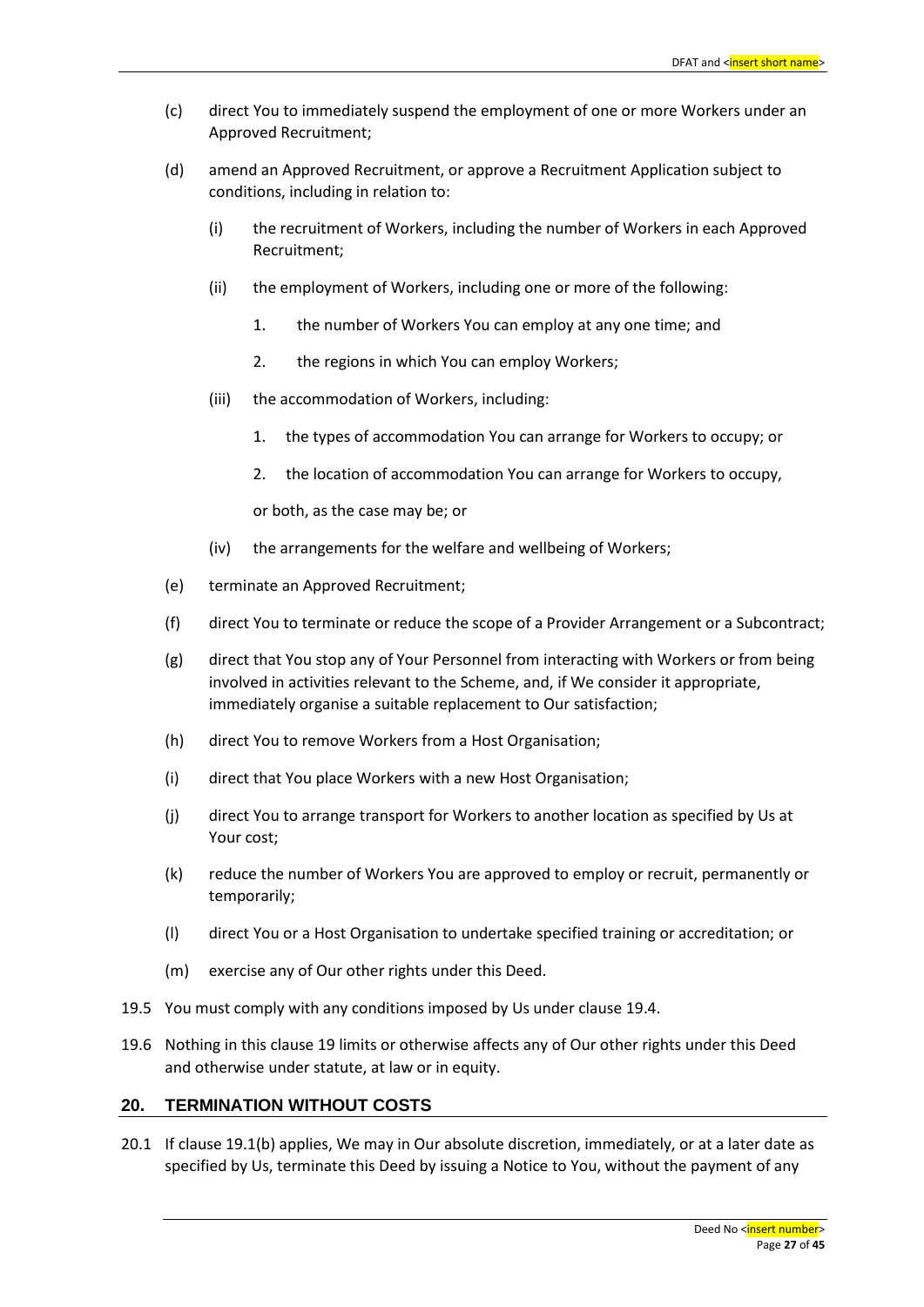(c) direct You to immediately suspend the employment of one or more Workers under an Approved Recruitment;

(d) amend an Approved Recruitment, or approve a Recruitment Application subject to conditions, including in relation to:

  (i) the recruitment of Workers, including the number of Workers in each Approved Recruitment;

  (ii) the employment of Workers, including one or more of the following:

    1. the number of Workers You can employ at any one time; and

    2. the regions in which You can employ Workers;

  (iii) the accommodation of Workers, including:

    1. the types of accommodation You can arrange for Workers to occupy; or

    2. the location of accommodation You can arrange for Workers to occupy,

  or both, as the case may be; or

  (iv) the arrangements for the welfare and wellbeing of Workers;

(e) terminate an Approved Recruitment;

(f) direct You to terminate or reduce the scope of a Provider Arrangement or a Subcontract;

(g) direct that You stop any of Your Personnel from interacting with Workers or from being involved in activities relevant to the Scheme, and, if We consider it appropriate, immediately organise a suitable replacement to Our satisfaction;

(h) direct You to remove Workers from a Host Organisation;

(i) direct that You place Workers with a new Host Organisation;

(j) direct You to arrange transport for Workers to another location as specified by Us at Your cost;

(k) reduce the number of Workers You are approved to employ or recruit, permanently or temporarily;

(l) direct You or a Host Organisation to undertake specified training or accreditation; or

(m) exercise any of Our other rights under this Deed.

19.5 You must comply with any conditions imposed by Us under clause 19.4.

19.6 Nothing in this clause 19 limits or otherwise affects any of Our other rights under this Deed and otherwise under statute, at law or in equity.

## 20. TERMINATION WITHOUT COSTS

20.1 If clause 19.1(b) applies, We may in Our absolute discretion, immediately, or at a later date as specified by Us, terminate this Deed by issuing a Notice to You, without the payment of any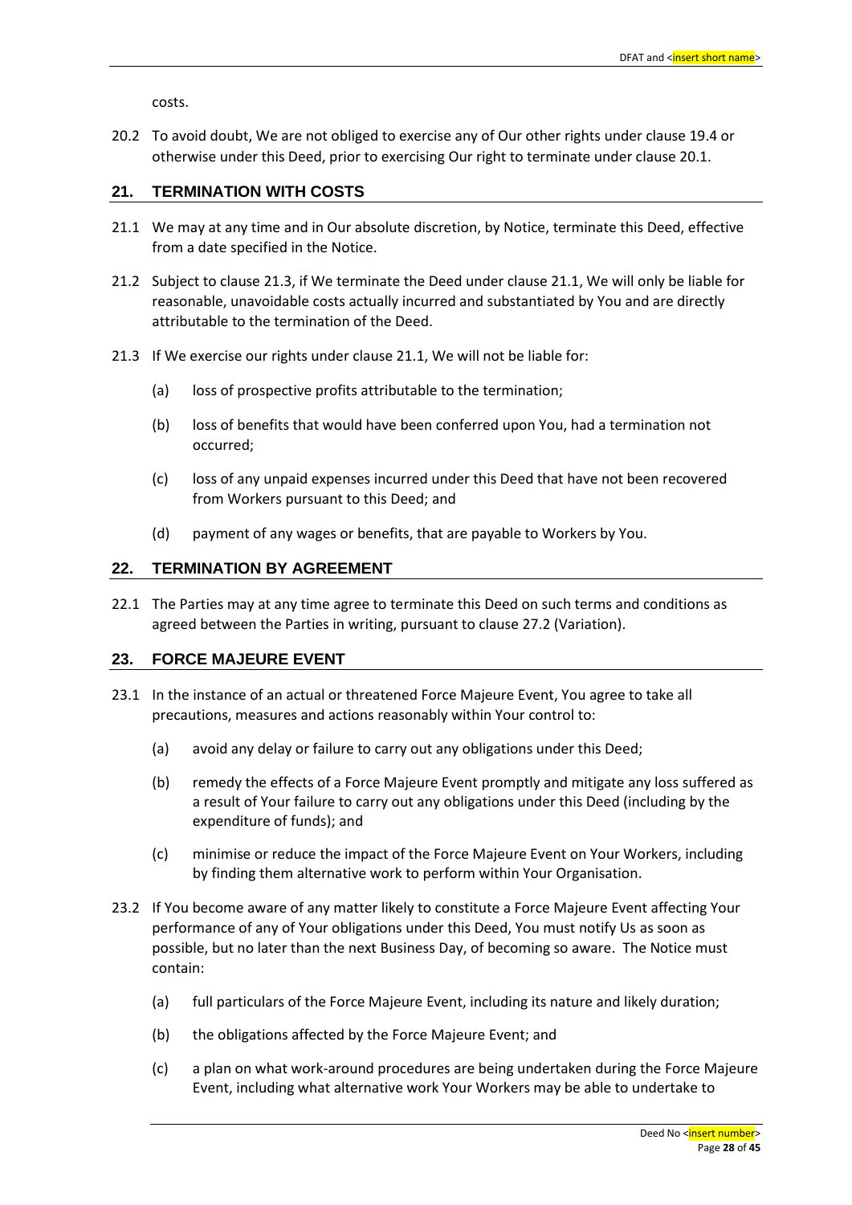costs.

20.2 To avoid doubt, We are not obliged to exercise any of Our other rights under clause 19.4 or otherwise under this Deed, prior to exercising Our right to terminate under clause 20.1.

## 21. TERMINATION WITH COSTS

21.1 We may at any time and in Our absolute discretion, by Notice, terminate this Deed, effective from a date specified in the Notice.

21.2 Subject to clause 21.3, if We terminate the Deed under clause 21.1, We will only be liable for reasonable, unavoidable costs actually incurred and substantiated by You and are directly attributable to the termination of the Deed.

21.3 If We exercise our rights under clause 21.1, We will not be liable for:

(a) loss of prospective profits attributable to the termination;

(b) loss of benefits that would have been conferred upon You, had a termination not occurred;

(c) loss of any unpaid expenses incurred under this Deed that have not been recovered from Workers pursuant to this Deed; and

(d) payment of any wages or benefits, that are payable to Workers by You.

## 22. TERMINATION BY AGREEMENT

22.1 The Parties may at any time agree to terminate this Deed on such terms and conditions as agreed between the Parties in writing, pursuant to clause 27.2 (Variation).

## 23. FORCE MAJEURE EVENT

23.1 In the instance of an actual or threatened Force Majeure Event, You agree to take all precautions, measures and actions reasonably within Your control to:

(a) avoid any delay or failure to carry out any obligations under this Deed;

(b) remedy the effects of a Force Majeure Event promptly and mitigate any loss suffered as a result of Your failure to carry out any obligations under this Deed (including by the expenditure of funds); and

(c) minimise or reduce the impact of the Force Majeure Event on Your Workers, including by finding them alternative work to perform within Your Organisation.

23.2 If You become aware of any matter likely to constitute a Force Majeure Event affecting Your performance of any of Your obligations under this Deed, You must notify Us as soon as possible, but no later than the next Business Day, of becoming so aware. The Notice must contain:

(a) full particulars of the Force Majeure Event, including its nature and likely duration;

(b) the obligations affected by the Force Majeure Event; and

(c) a plan on what work-around procedures are being undertaken during the Force Majeure Event, including what alternative work Your Workers may be able to undertake to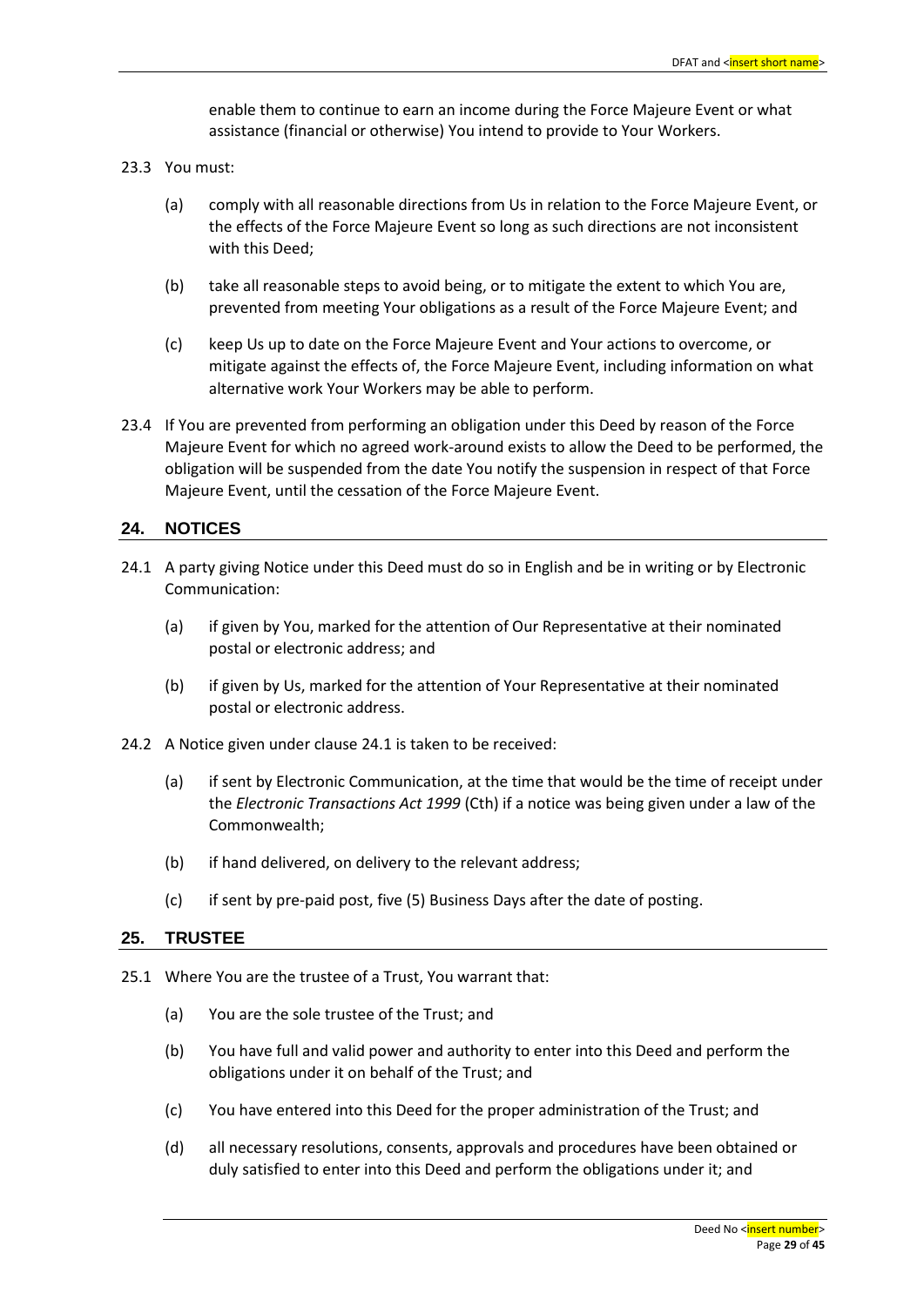enable them to continue to earn an income during the Force Majeure Event or what assistance (financial or otherwise) You intend to provide to Your Workers.

23.3 You must:

(a) comply with all reasonable directions from Us in relation to the Force Majeure Event, or the effects of the Force Majeure Event so long as such directions are not inconsistent with this Deed;

(b) take all reasonable steps to avoid being, or to mitigate the extent to which You are, prevented from meeting Your obligations as a result of the Force Majeure Event; and

(c) keep Us up to date on the Force Majeure Event and Your actions to overcome, or mitigate against the effects of, the Force Majeure Event, including information on what alternative work Your Workers may be able to perform.

23.4 If You are prevented from performing an obligation under this Deed by reason of the Force Majeure Event for which no agreed work-around exists to allow the Deed to be performed, the obligation will be suspended from the date You notify the suspension in respect of that Force Majeure Event, until the cessation of the Force Majeure Event.

## 24. NOTICES

24.1 A party giving Notice under this Deed must do so in English and be in writing or by Electronic Communication:

(a) if given by You, marked for the attention of Our Representative at their nominated postal or electronic address; and

(b) if given by Us, marked for the attention of Your Representative at their nominated postal or electronic address.

24.2 A Notice given under clause 24.1 is taken to be received:

(a) if sent by Electronic Communication, at the time that would be the time of receipt under the *Electronic Transactions Act 1999* (Cth) if a notice was being given under a law of the Commonwealth;

(b) if hand delivered, on delivery to the relevant address;

(c) if sent by pre-paid post, five (5) Business Days after the date of posting.

## 25. TRUSTEE

25.1 Where You are the trustee of a Trust, You warrant that:

(a) You are the sole trustee of the Trust; and

(b) You have full and valid power and authority to enter into this Deed and perform the obligations under it on behalf of the Trust; and

(c) You have entered into this Deed for the proper administration of the Trust; and

(d) all necessary resolutions, consents, approvals and procedures have been obtained or duly satisfied to enter into this Deed and perform the obligations under it; and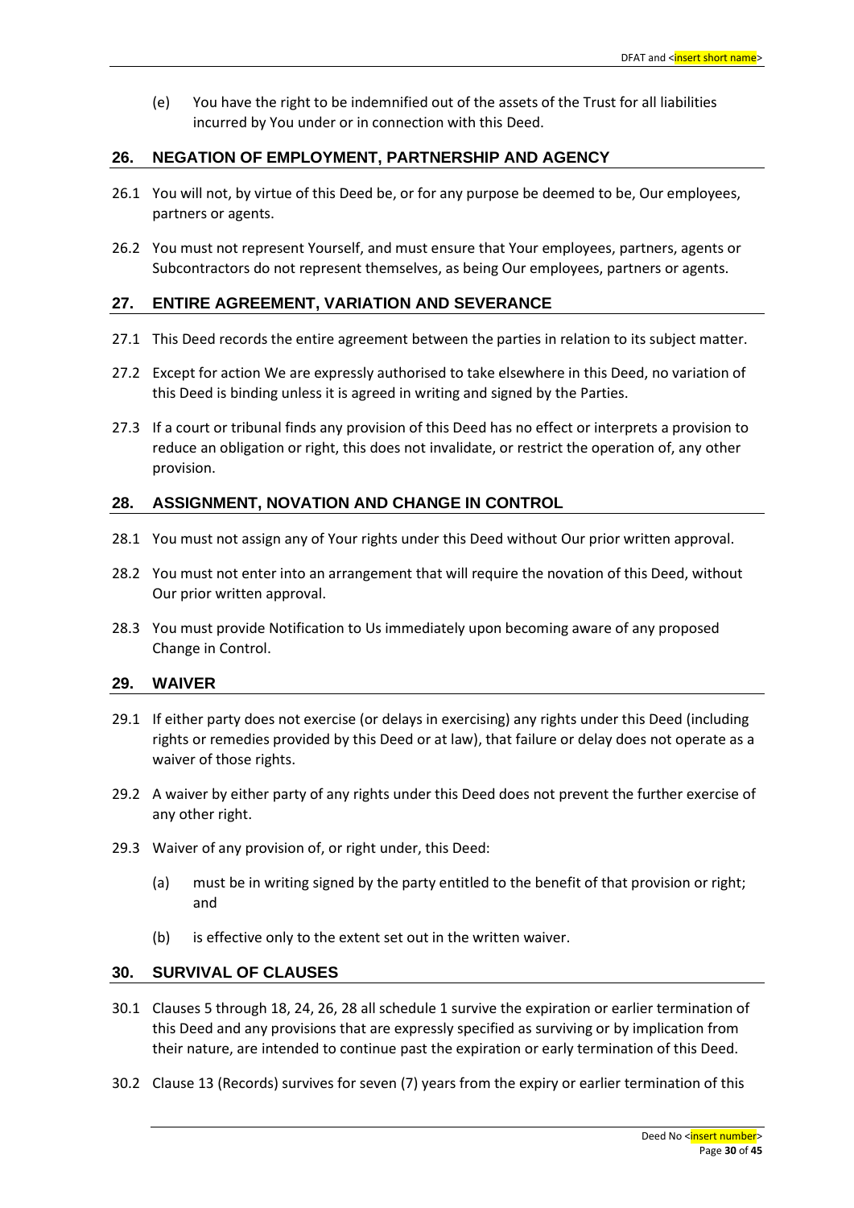(e) You have the right to be indemnified out of the assets of the Trust for all liabilities incurred by You under or in connection with this Deed.

## 26. NEGATION OF EMPLOYMENT, PARTNERSHIP AND AGENCY

26.1 You will not, by virtue of this Deed be, or for any purpose be deemed to be, Our employees, partners or agents.

26.2 You must not represent Yourself, and must ensure that Your employees, partners, agents or Subcontractors do not represent themselves, as being Our employees, partners or agents.

## 27. ENTIRE AGREEMENT, VARIATION AND SEVERANCE

27.1 This Deed records the entire agreement between the parties in relation to its subject matter.

27.2 Except for action We are expressly authorised to take elsewhere in this Deed, no variation of this Deed is binding unless it is agreed in writing and signed by the Parties.

27.3 If a court or tribunal finds any provision of this Deed has no effect or interprets a provision to reduce an obligation or right, this does not invalidate, or restrict the operation of, any other provision.

## 28. ASSIGNMENT, NOVATION AND CHANGE IN CONTROL

28.1 You must not assign any of Your rights under this Deed without Our prior written approval.

28.2 You must not enter into an arrangement that will require the novation of this Deed, without Our prior written approval.

28.3 You must provide Notification to Us immediately upon becoming aware of any proposed Change in Control.

## 29. WAIVER

29.1 If either party does not exercise (or delays in exercising) any rights under this Deed (including rights or remedies provided by this Deed or at law), that failure or delay does not operate as a waiver of those rights.

29.2 A waiver by either party of any rights under this Deed does not prevent the further exercise of any other right.

29.3 Waiver of any provision of, or right under, this Deed:

(a) must be in writing signed by the party entitled to the benefit of that provision or right; and

(b) is effective only to the extent set out in the written waiver.

## 30. SURVIVAL OF CLAUSES

30.1 Clauses 5 through 18, 24, 26, 28 all schedule 1 survive the expiration or earlier termination of this Deed and any provisions that are expressly specified as surviving or by implication from their nature, are intended to continue past the expiration or early termination of this Deed.

30.2 Clause 13 (Records) survives for seven (7) years from the expiry or earlier termination of this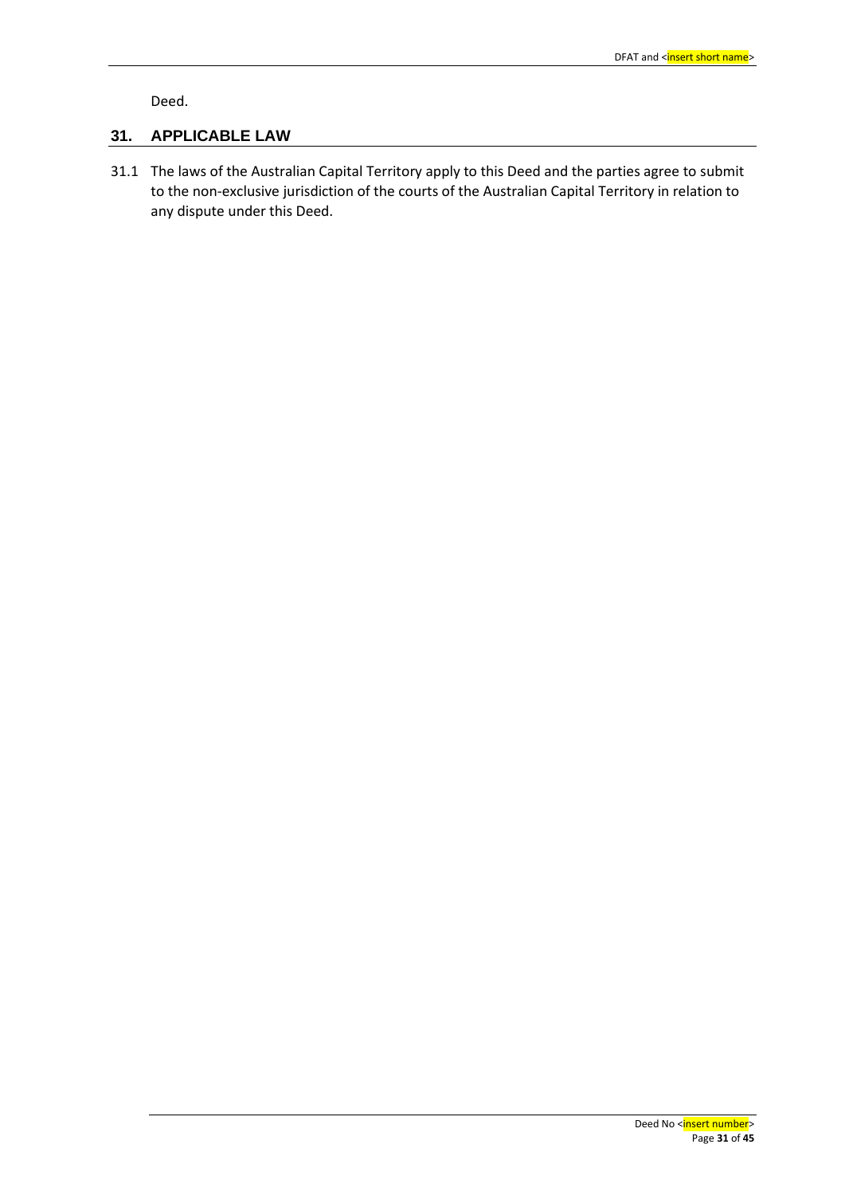Deed.

## 31. APPLICABLE LAW

31.1 The laws of the Australian Capital Territory apply to this Deed and the parties agree to submit to the non-exclusive jurisdiction of the courts of the Australian Capital Territory in relation to any dispute under this Deed.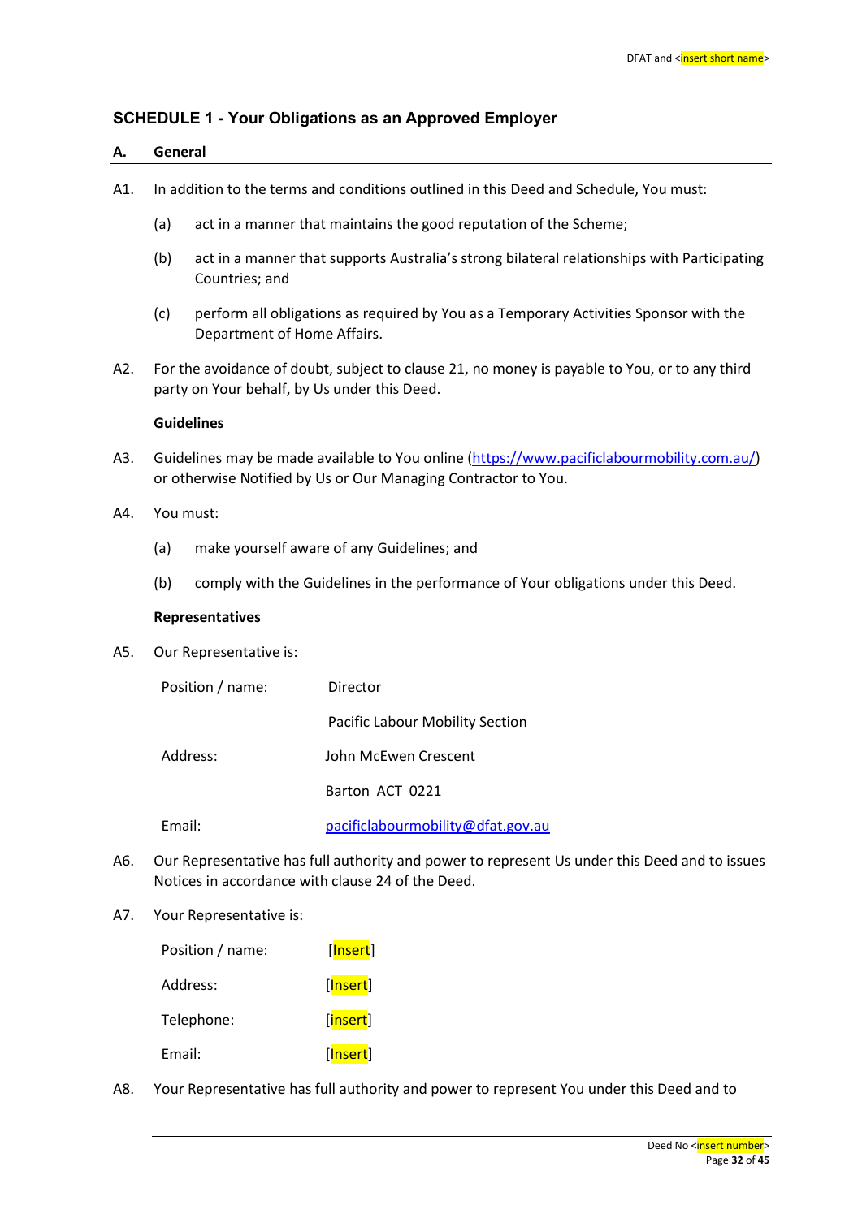## SCHEDULE 1 - Your Obligations as an Approved Employer

### A. General

A1. In addition to the terms and conditions outlined in this Deed and Schedule, You must:

(a) act in a manner that maintains the good reputation of the Scheme;

(b) act in a manner that supports Australia's strong bilateral relationships with Participating Countries; and

(c) perform all obligations as required by You as a Temporary Activities Sponsor with the Department of Home Affairs.

A2. For the avoidance of doubt, subject to clause 21, no money is payable to You, or to any third party on Your behalf, by Us under this Deed.

**Guidelines**

A3. Guidelines may be made available to You online (https://www.pacificlabourmobility.com.au/) or otherwise Notified by Us or Our Managing Contractor to You.

A4. You must:

(a) make yourself aware of any Guidelines; and

(b) comply with the Guidelines in the performance of Your obligations under this Deed.

**Representatives**

A5. Our Representative is:

| | |
|---|---|
| Position / name: | Director<br>Pacific Labour Mobility Section |
| Address: | John McEwen Crescent<br>Barton ACT 0221 |
| Email: | pacificlabourmobility@dfat.gov.au |

A6. Our Representative has full authority and power to represent Us under this Deed and to issues Notices in accordance with clause 24 of the Deed.

A7. Your Representative is:

| | |
|---|---|
| Position / name: | [Insert] |
| Address: | [Insert] |
| Telephone: | [insert] |
| Email: | [Insert] |

A8. Your Representative has full authority and power to represent You under this Deed and to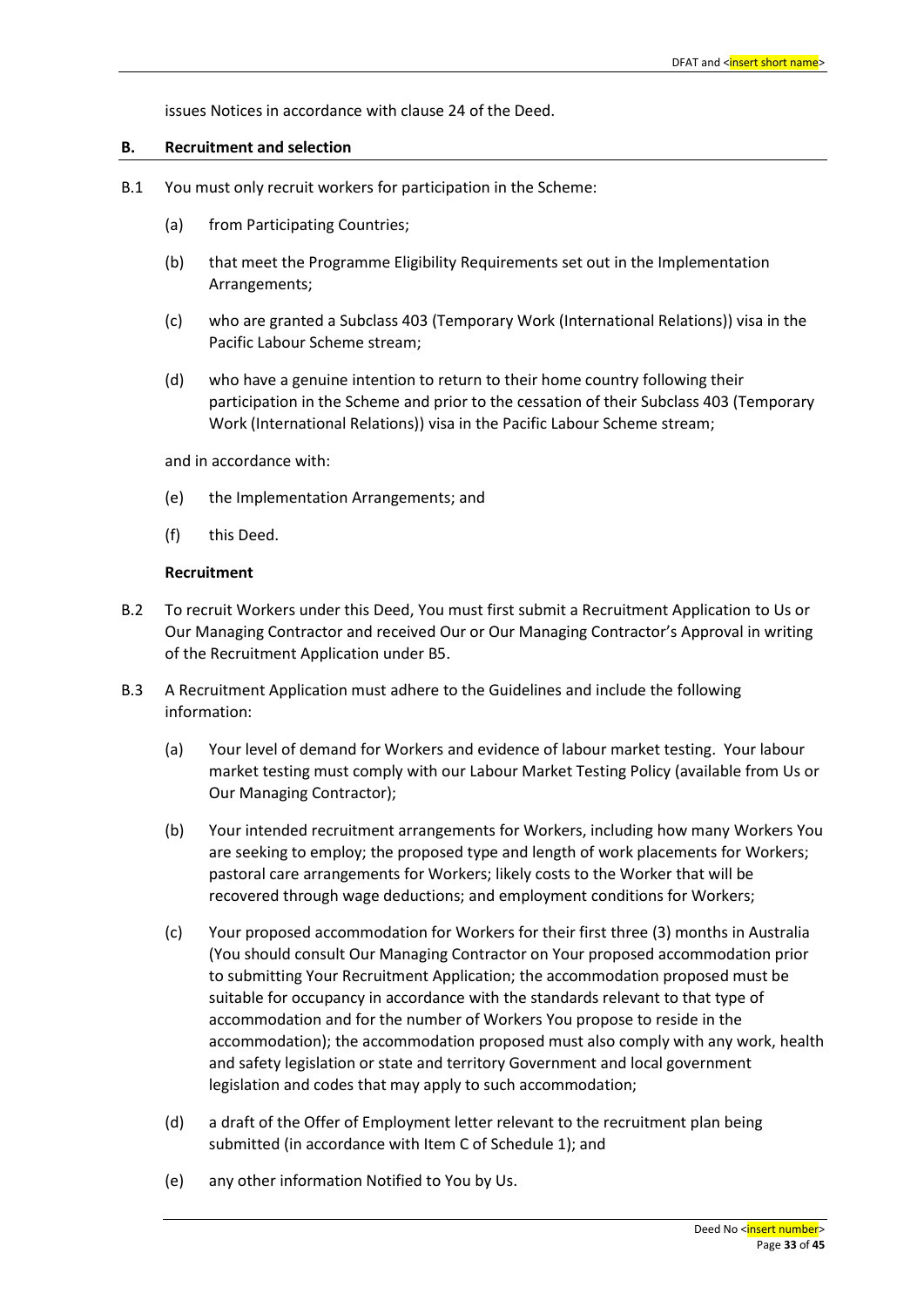issues Notices in accordance with clause 24 of the Deed.

## B. Recruitment and selection

B.1 You must only recruit workers for participation in the Scheme:

(a) from Participating Countries;

(b) that meet the Programme Eligibility Requirements set out in the Implementation Arrangements;

(c) who are granted a Subclass 403 (Temporary Work (International Relations)) visa in the Pacific Labour Scheme stream;

(d) who have a genuine intention to return to their home country following their participation in the Scheme and prior to the cessation of their Subclass 403 (Temporary Work (International Relations)) visa in the Pacific Labour Scheme stream;

and in accordance with:

(e) the Implementation Arrangements; and

(f) this Deed.

**Recruitment**

B.2 To recruit Workers under this Deed, You must first submit a Recruitment Application to Us or Our Managing Contractor and received Our or Our Managing Contractor's Approval in writing of the Recruitment Application under B5.

B.3 A Recruitment Application must adhere to the Guidelines and include the following information:

(a) Your level of demand for Workers and evidence of labour market testing. Your labour market testing must comply with our Labour Market Testing Policy (available from Us or Our Managing Contractor);

(b) Your intended recruitment arrangements for Workers, including how many Workers You are seeking to employ; the proposed type and length of work placements for Workers; pastoral care arrangements for Workers; likely costs to the Worker that will be recovered through wage deductions; and employment conditions for Workers;

(c) Your proposed accommodation for Workers for their first three (3) months in Australia (You should consult Our Managing Contractor on Your proposed accommodation prior to submitting Your Recruitment Application; the accommodation proposed must be suitable for occupancy in accordance with the standards relevant to that type of accommodation and for the number of Workers You propose to reside in the accommodation); the accommodation proposed must also comply with any work, health and safety legislation or state and territory Government and local government legislation and codes that may apply to such accommodation;

(d) a draft of the Offer of Employment letter relevant to the recruitment plan being submitted (in accordance with Item C of Schedule 1); and

(e) any other information Notified to You by Us.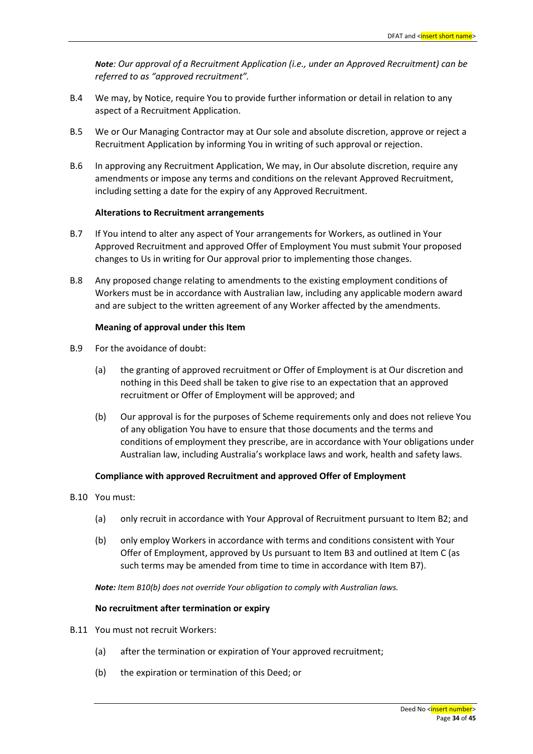***Note**: Our approval of a Recruitment Application (i.e., under an Approved Recruitment) can be referred to as "approved recruitment".*

B.4 We may, by Notice, require You to provide further information or detail in relation to any aspect of a Recruitment Application.

B.5 We or Our Managing Contractor may at Our sole and absolute discretion, approve or reject a Recruitment Application by informing You in writing of such approval or rejection.

B.6 In approving any Recruitment Application, We may, in Our absolute discretion, require any amendments or impose any terms and conditions on the relevant Approved Recruitment, including setting a date for the expiry of any Approved Recruitment.

**Alterations to Recruitment arrangements**

B.7 If You intend to alter any aspect of Your arrangements for Workers, as outlined in Your Approved Recruitment and approved Offer of Employment You must submit Your proposed changes to Us in writing for Our approval prior to implementing those changes.

B.8 Any proposed change relating to amendments to the existing employment conditions of Workers must be in accordance with Australian law, including any applicable modern award and are subject to the written agreement of any Worker affected by the amendments.

**Meaning of approval under this Item**

B.9 For the avoidance of doubt:

(a) the granting of approved recruitment or Offer of Employment is at Our discretion and nothing in this Deed shall be taken to give rise to an expectation that an approved recruitment or Offer of Employment will be approved; and

(b) Our approval is for the purposes of Scheme requirements only and does not relieve You of any obligation You have to ensure that those documents and the terms and conditions of employment they prescribe, are in accordance with Your obligations under Australian law, including Australia's workplace laws and work, health and safety laws.

**Compliance with approved Recruitment and approved Offer of Employment**

B.10 You must:

(a) only recruit in accordance with Your Approval of Recruitment pursuant to Item B2; and

(b) only employ Workers in accordance with terms and conditions consistent with Your Offer of Employment, approved by Us pursuant to Item B3 and outlined at Item C (as such terms may be amended from time to time in accordance with Item B7).

***Note:** Item B10(b) does not override Your obligation to comply with Australian laws.*

**No recruitment after termination or expiry**

B.11 You must not recruit Workers:

(a) after the termination or expiration of Your approved recruitment;

(b) the expiration or termination of this Deed; or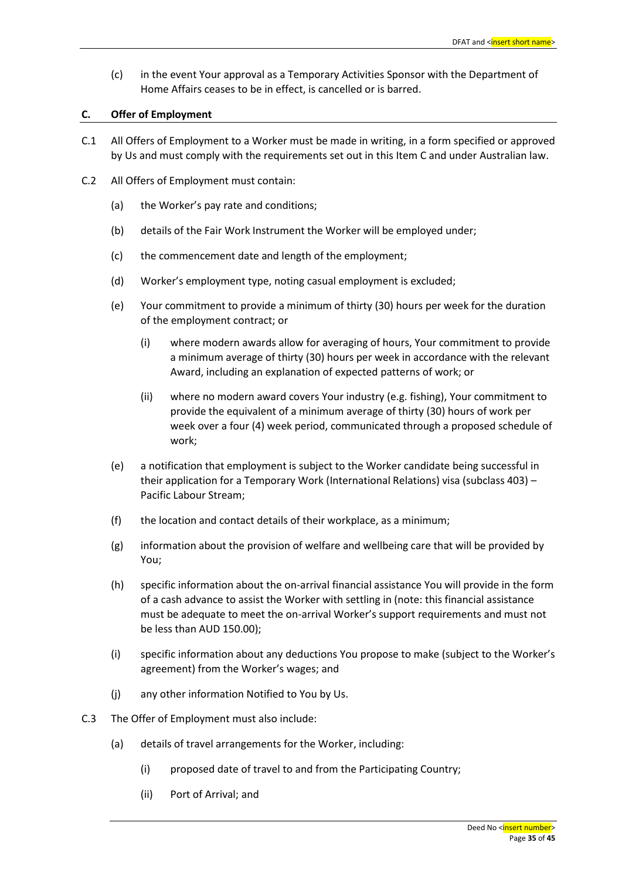(c) in the event Your approval as a Temporary Activities Sponsor with the Department of Home Affairs ceases to be in effect, is cancelled or is barred.

## C. Offer of Employment

C.1 All Offers of Employment to a Worker must be made in writing, in a form specified or approved by Us and must comply with the requirements set out in this Item C and under Australian law.

C.2 All Offers of Employment must contain:

(a) the Worker's pay rate and conditions;

(b) details of the Fair Work Instrument the Worker will be employed under;

(c) the commencement date and length of the employment;

(d) Worker's employment type, noting casual employment is excluded;

(e) Your commitment to provide a minimum of thirty (30) hours per week for the duration of the employment contract; or

   (i) where modern awards allow for averaging of hours, Your commitment to provide a minimum average of thirty (30) hours per week in accordance with the relevant Award, including an explanation of expected patterns of work; or

   (ii) where no modern award covers Your industry (e.g. fishing), Your commitment to provide the equivalent of a minimum average of thirty (30) hours of work per week over a four (4) week period, communicated through a proposed schedule of work;

(e) a notification that employment is subject to the Worker candidate being successful in their application for a Temporary Work (International Relations) visa (subclass 403) – Pacific Labour Stream;

(f) the location and contact details of their workplace, as a minimum;

(g) information about the provision of welfare and wellbeing care that will be provided by You;

(h) specific information about the on-arrival financial assistance You will provide in the form of a cash advance to assist the Worker with settling in (note: this financial assistance must be adequate to meet the on-arrival Worker's support requirements and must not be less than AUD 150.00);

(i) specific information about any deductions You propose to make (subject to the Worker's agreement) from the Worker's wages; and

(j) any other information Notified to You by Us.

C.3 The Offer of Employment must also include:

(a) details of travel arrangements for the Worker, including:

   (i) proposed date of travel to and from the Participating Country;

   (ii) Port of Arrival; and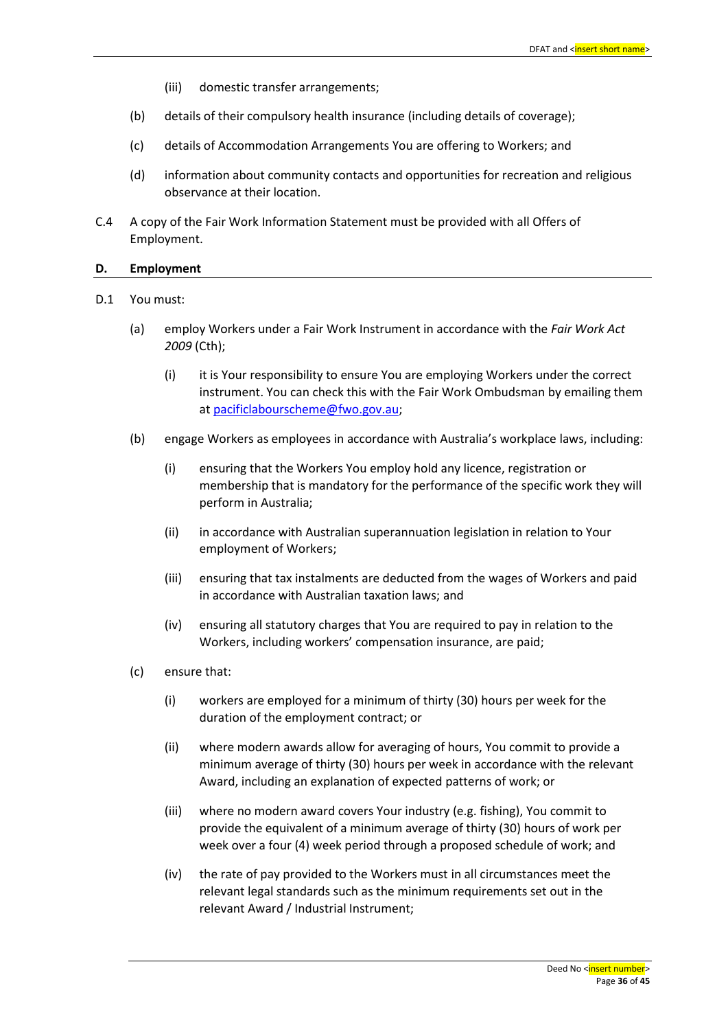(iii) domestic transfer arrangements;

(b) details of their compulsory health insurance (including details of coverage);

(c) details of Accommodation Arrangements You are offering to Workers; and

(d) information about community contacts and opportunities for recreation and religious observance at their location.

C.4 A copy of the Fair Work Information Statement must be provided with all Offers of Employment.

## D. Employment

D.1 You must:

(a) employ Workers under a Fair Work Instrument in accordance with the *Fair Work Act 2009* (Cth);

(i) it is Your responsibility to ensure You are employing Workers under the correct instrument. You can check this with the Fair Work Ombudsman by emailing them at [pacificlabourscheme@fwo.gov.au](mailto:pacificlabourscheme@fwo.gov.au);

(b) engage Workers as employees in accordance with Australia's workplace laws, including:

(i) ensuring that the Workers You employ hold any licence, registration or membership that is mandatory for the performance of the specific work they will perform in Australia;

(ii) in accordance with Australian superannuation legislation in relation to Your employment of Workers;

(iii) ensuring that tax instalments are deducted from the wages of Workers and paid in accordance with Australian taxation laws; and

(iv) ensuring all statutory charges that You are required to pay in relation to the Workers, including workers' compensation insurance, are paid;

(c) ensure that:

(i) workers are employed for a minimum of thirty (30) hours per week for the duration of the employment contract; or

(ii) where modern awards allow for averaging of hours, You commit to provide a minimum average of thirty (30) hours per week in accordance with the relevant Award, including an explanation of expected patterns of work; or

(iii) where no modern award covers Your industry (e.g. fishing), You commit to provide the equivalent of a minimum average of thirty (30) hours of work per week over a four (4) week period through a proposed schedule of work; and

(iv) the rate of pay provided to the Workers must in all circumstances meet the relevant legal standards such as the minimum requirements set out in the relevant Award / Industrial Instrument;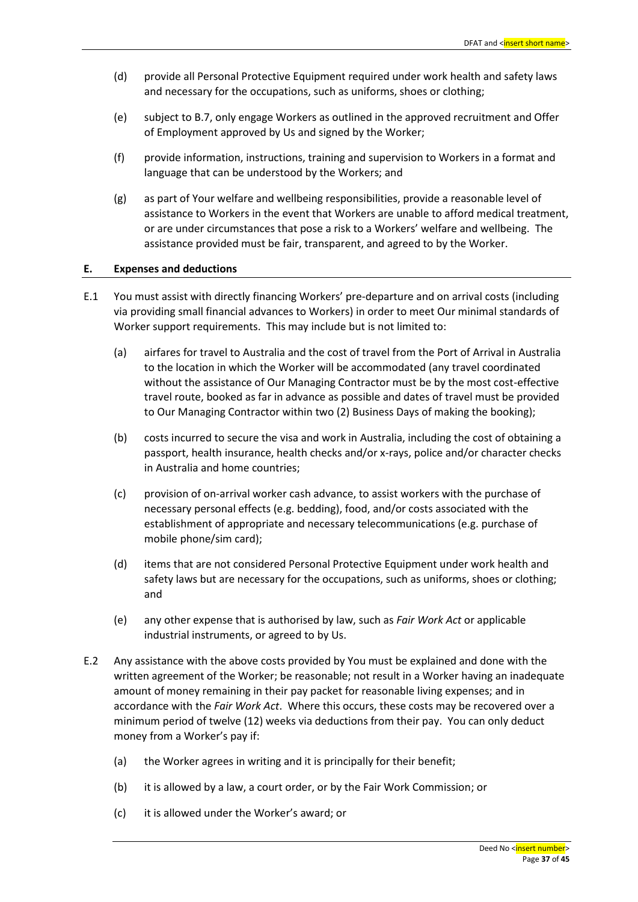(d) provide all Personal Protective Equipment required under work health and safety laws and necessary for the occupations, such as uniforms, shoes or clothing;

(e) subject to B.7, only engage Workers as outlined in the approved recruitment and Offer of Employment approved by Us and signed by the Worker;

(f) provide information, instructions, training and supervision to Workers in a format and language that can be understood by the Workers; and

(g) as part of Your welfare and wellbeing responsibilities, provide a reasonable level of assistance to Workers in the event that Workers are unable to afford medical treatment, or are under circumstances that pose a risk to a Workers' welfare and wellbeing. The assistance provided must be fair, transparent, and agreed to by the Worker.

## E. Expenses and deductions

E.1 You must assist with directly financing Workers' pre-departure and on arrival costs (including via providing small financial advances to Workers) in order to meet Our minimal standards of Worker support requirements. This may include but is not limited to:

(a) airfares for travel to Australia and the cost of travel from the Port of Arrival in Australia to the location in which the Worker will be accommodated (any travel coordinated without the assistance of Our Managing Contractor must be by the most cost-effective travel route, booked as far in advance as possible and dates of travel must be provided to Our Managing Contractor within two (2) Business Days of making the booking);

(b) costs incurred to secure the visa and work in Australia, including the cost of obtaining a passport, health insurance, health checks and/or x-rays, police and/or character checks in Australia and home countries;

(c) provision of on-arrival worker cash advance, to assist workers with the purchase of necessary personal effects (e.g. bedding), food, and/or costs associated with the establishment of appropriate and necessary telecommunications (e.g. purchase of mobile phone/sim card);

(d) items that are not considered Personal Protective Equipment under work health and safety laws but are necessary for the occupations, such as uniforms, shoes or clothing; and

(e) any other expense that is authorised by law, such as *Fair Work Act* or applicable industrial instruments, or agreed to by Us.

E.2 Any assistance with the above costs provided by You must be explained and done with the written agreement of the Worker; be reasonable; not result in a Worker having an inadequate amount of money remaining in their pay packet for reasonable living expenses; and in accordance with the *Fair Work Act*. Where this occurs, these costs may be recovered over a minimum period of twelve (12) weeks via deductions from their pay. You can only deduct money from a Worker's pay if:

(a) the Worker agrees in writing and it is principally for their benefit;

(b) it is allowed by a law, a court order, or by the Fair Work Commission; or

(c) it is allowed under the Worker's award; or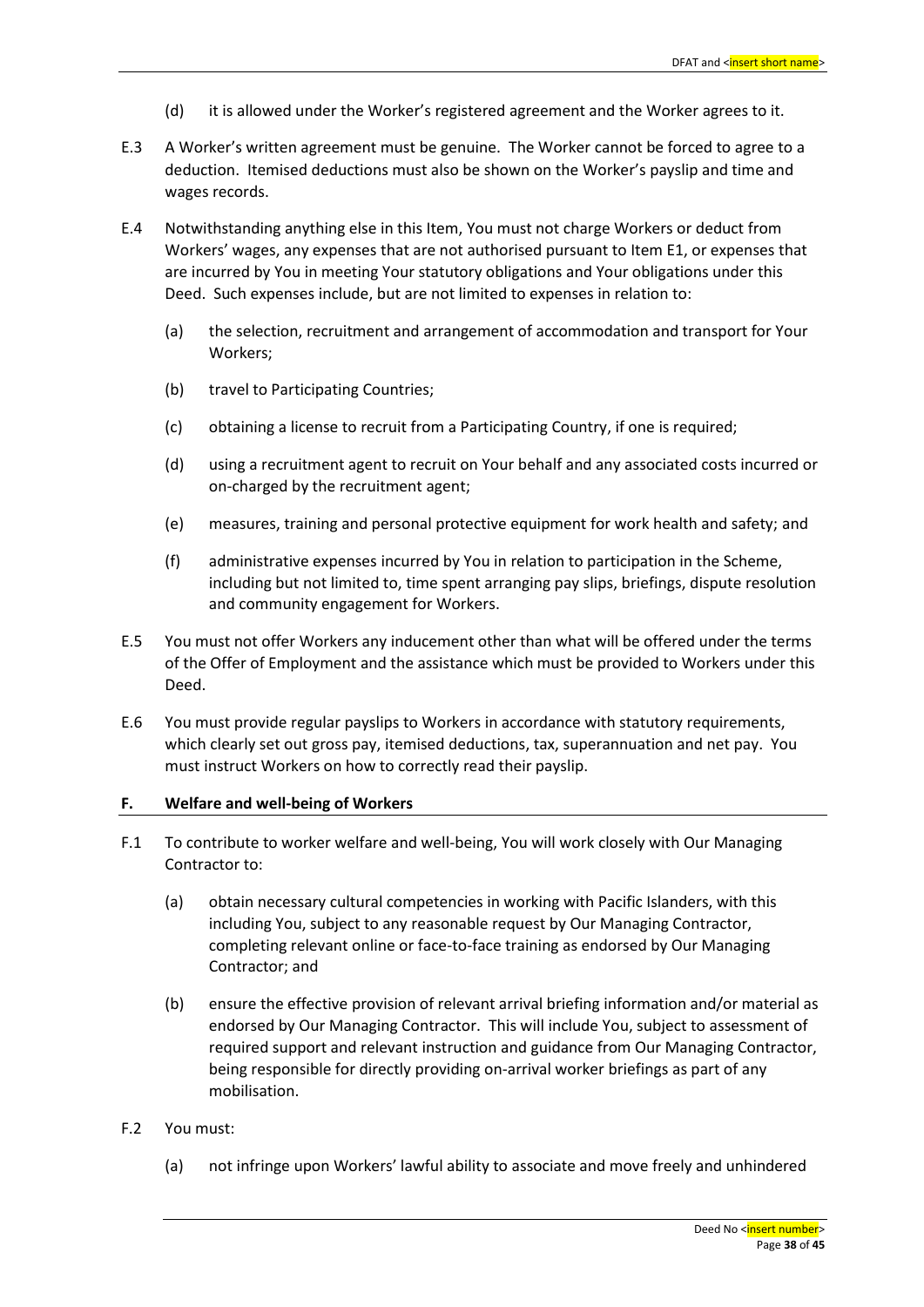(d) it is allowed under the Worker's registered agreement and the Worker agrees to it.

E.3 A Worker's written agreement must be genuine. The Worker cannot be forced to agree to a deduction. Itemised deductions must also be shown on the Worker's payslip and time and wages records.

E.4 Notwithstanding anything else in this Item, You must not charge Workers or deduct from Workers' wages, any expenses that are not authorised pursuant to Item E1, or expenses that are incurred by You in meeting Your statutory obligations and Your obligations under this Deed. Such expenses include, but are not limited to expenses in relation to:

(a) the selection, recruitment and arrangement of accommodation and transport for Your Workers;

(b) travel to Participating Countries;

(c) obtaining a license to recruit from a Participating Country, if one is required;

(d) using a recruitment agent to recruit on Your behalf and any associated costs incurred or on-charged by the recruitment agent;

(e) measures, training and personal protective equipment for work health and safety; and

(f) administrative expenses incurred by You in relation to participation in the Scheme, including but not limited to, time spent arranging pay slips, briefings, dispute resolution and community engagement for Workers.

E.5 You must not offer Workers any inducement other than what will be offered under the terms of the Offer of Employment and the assistance which must be provided to Workers under this Deed.

E.6 You must provide regular payslips to Workers in accordance with statutory requirements, which clearly set out gross pay, itemised deductions, tax, superannuation and net pay. You must instruct Workers on how to correctly read their payslip.

## F. Welfare and well-being of Workers

F.1 To contribute to worker welfare and well-being, You will work closely with Our Managing Contractor to:

(a) obtain necessary cultural competencies in working with Pacific Islanders, with this including You, subject to any reasonable request by Our Managing Contractor, completing relevant online or face-to-face training as endorsed by Our Managing Contractor; and

(b) ensure the effective provision of relevant arrival briefing information and/or material as endorsed by Our Managing Contractor. This will include You, subject to assessment of required support and relevant instruction and guidance from Our Managing Contractor, being responsible for directly providing on-arrival worker briefings as part of any mobilisation.

F.2 You must:

(a) not infringe upon Workers' lawful ability to associate and move freely and unhindered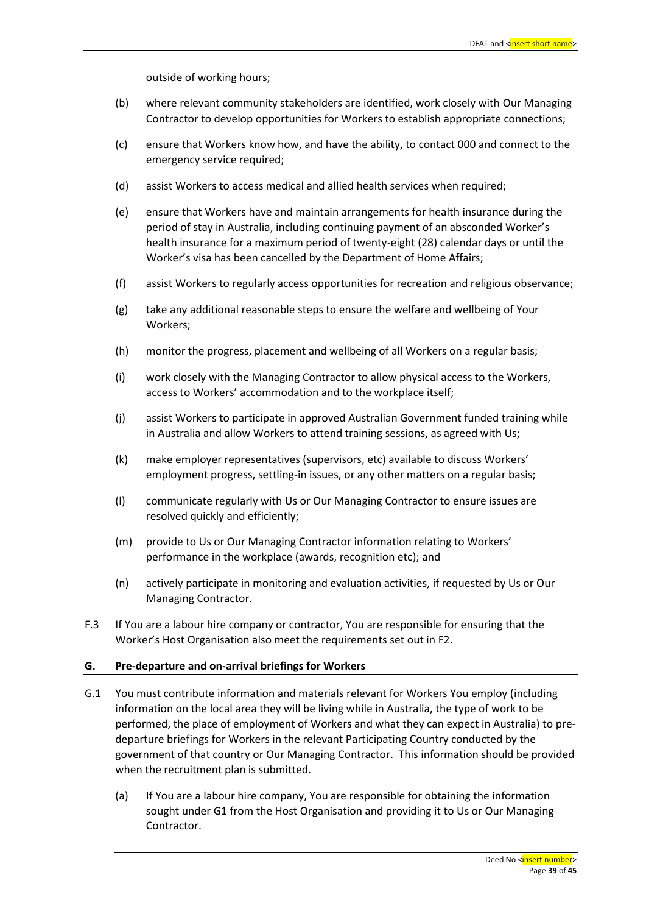outside of working hours;

(b) where relevant community stakeholders are identified, work closely with Our Managing Contractor to develop opportunities for Workers to establish appropriate connections;

(c) ensure that Workers know how, and have the ability, to contact 000 and connect to the emergency service required;

(d) assist Workers to access medical and allied health services when required;

(e) ensure that Workers have and maintain arrangements for health insurance during the period of stay in Australia, including continuing payment of an absconded Worker's health insurance for a maximum period of twenty-eight (28) calendar days or until the Worker's visa has been cancelled by the Department of Home Affairs;

(f) assist Workers to regularly access opportunities for recreation and religious observance;

(g) take any additional reasonable steps to ensure the welfare and wellbeing of Your Workers;

(h) monitor the progress, placement and wellbeing of all Workers on a regular basis;

(i) work closely with the Managing Contractor to allow physical access to the Workers, access to Workers' accommodation and to the workplace itself;

(j) assist Workers to participate in approved Australian Government funded training while in Australia and allow Workers to attend training sessions, as agreed with Us;

(k) make employer representatives (supervisors, etc) available to discuss Workers' employment progress, settling-in issues, or any other matters on a regular basis;

(l) communicate regularly with Us or Our Managing Contractor to ensure issues are resolved quickly and efficiently;

(m) provide to Us or Our Managing Contractor information relating to Workers' performance in the workplace (awards, recognition etc); and

(n) actively participate in monitoring and evaluation activities, if requested by Us or Our Managing Contractor.

F.3 If You are a labour hire company or contractor, You are responsible for ensuring that the Worker's Host Organisation also meet the requirements set out in F2.

## G. Pre-departure and on-arrival briefings for Workers

G.1 You must contribute information and materials relevant for Workers You employ (including information on the local area they will be living while in Australia, the type of work to be performed, the place of employment of Workers and what they can expect in Australia) to pre-departure briefings for Workers in the relevant Participating Country conducted by the government of that country or Our Managing Contractor. This information should be provided when the recruitment plan is submitted.

(a) If You are a labour hire company, You are responsible for obtaining the information sought under G1 from the Host Organisation and providing it to Us or Our Managing Contractor.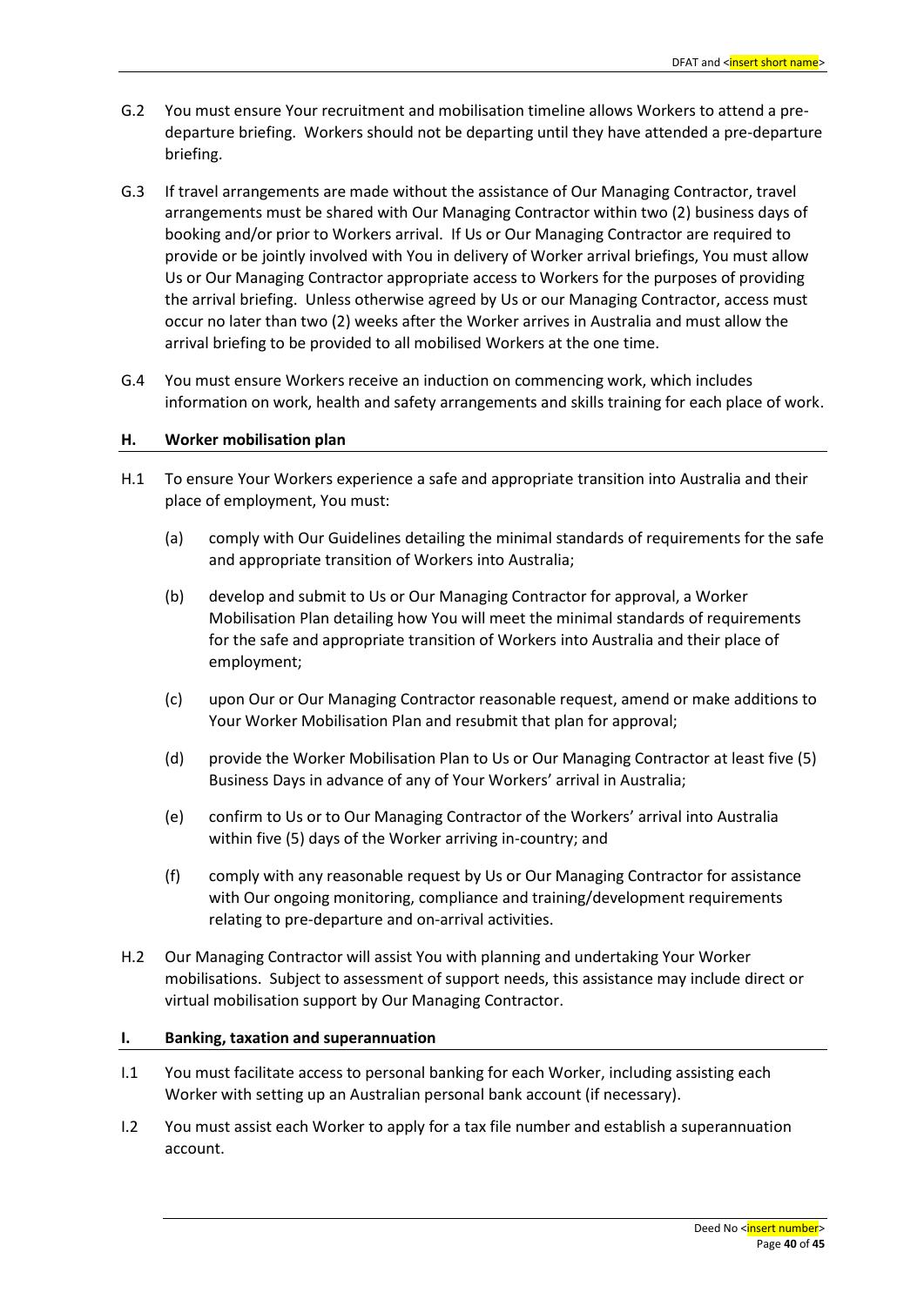G.2 You must ensure Your recruitment and mobilisation timeline allows Workers to attend a pre-departure briefing. Workers should not be departing until they have attended a pre-departure briefing.

G.3 If travel arrangements are made without the assistance of Our Managing Contractor, travel arrangements must be shared with Our Managing Contractor within two (2) business days of booking and/or prior to Workers arrival. If Us or Our Managing Contractor are required to provide or be jointly involved with You in delivery of Worker arrival briefings, You must allow Us or Our Managing Contractor appropriate access to Workers for the purposes of providing the arrival briefing. Unless otherwise agreed by Us or our Managing Contractor, access must occur no later than two (2) weeks after the Worker arrives in Australia and must allow the arrival briefing to be provided to all mobilised Workers at the one time.

G.4 You must ensure Workers receive an induction on commencing work, which includes information on work, health and safety arrangements and skills training for each place of work.

## H. Worker mobilisation plan

H.1 To ensure Your Workers experience a safe and appropriate transition into Australia and their place of employment, You must:

(a) comply with Our Guidelines detailing the minimal standards of requirements for the safe and appropriate transition of Workers into Australia;

(b) develop and submit to Us or Our Managing Contractor for approval, a Worker Mobilisation Plan detailing how You will meet the minimal standards of requirements for the safe and appropriate transition of Workers into Australia and their place of employment;

(c) upon Our or Our Managing Contractor reasonable request, amend or make additions to Your Worker Mobilisation Plan and resubmit that plan for approval;

(d) provide the Worker Mobilisation Plan to Us or Our Managing Contractor at least five (5) Business Days in advance of any of Your Workers' arrival in Australia;

(e) confirm to Us or to Our Managing Contractor of the Workers' arrival into Australia within five (5) days of the Worker arriving in-country; and

(f) comply with any reasonable request by Us or Our Managing Contractor for assistance with Our ongoing monitoring, compliance and training/development requirements relating to pre-departure and on-arrival activities.

H.2 Our Managing Contractor will assist You with planning and undertaking Your Worker mobilisations. Subject to assessment of support needs, this assistance may include direct or virtual mobilisation support by Our Managing Contractor.

## I. Banking, taxation and superannuation

I.1 You must facilitate access to personal banking for each Worker, including assisting each Worker with setting up an Australian personal bank account (if necessary).

I.2 You must assist each Worker to apply for a tax file number and establish a superannuation account.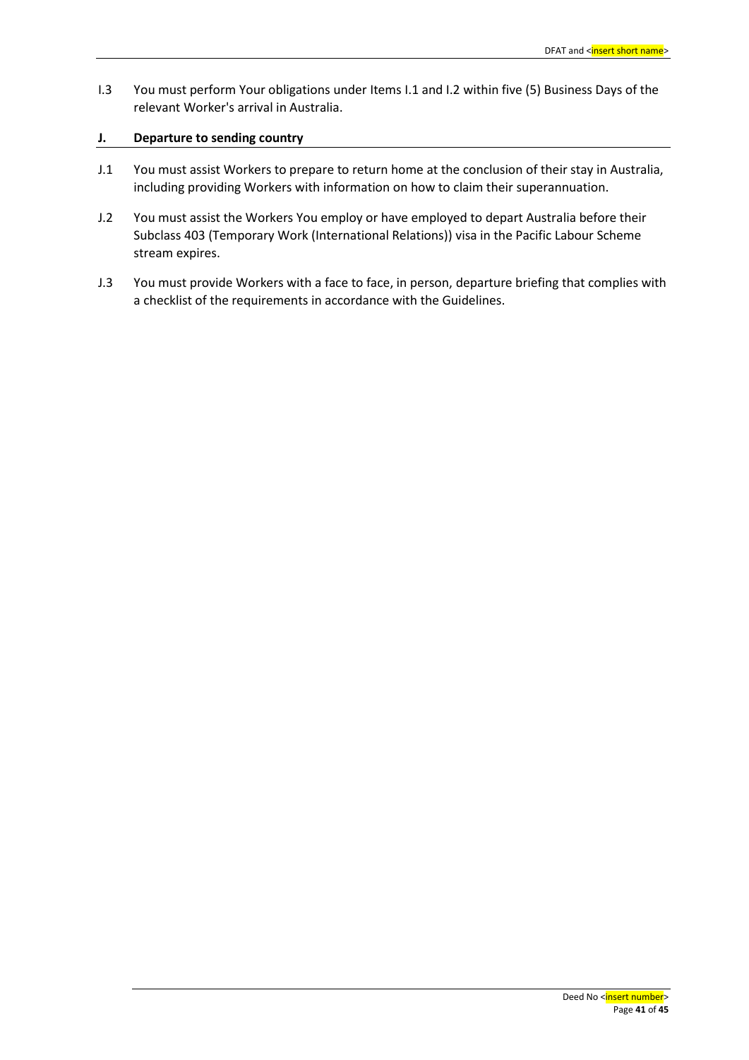I.3 You must perform Your obligations under Items I.1 and I.2 within five (5) Business Days of the relevant Worker's arrival in Australia.

## J. Departure to sending country

J.1 You must assist Workers to prepare to return home at the conclusion of their stay in Australia, including providing Workers with information on how to claim their superannuation.

J.2 You must assist the Workers You employ or have employed to depart Australia before their Subclass 403 (Temporary Work (International Relations)) visa in the Pacific Labour Scheme stream expires.

J.3 You must provide Workers with a face to face, in person, departure briefing that complies with a checklist of the requirements in accordance with the Guidelines.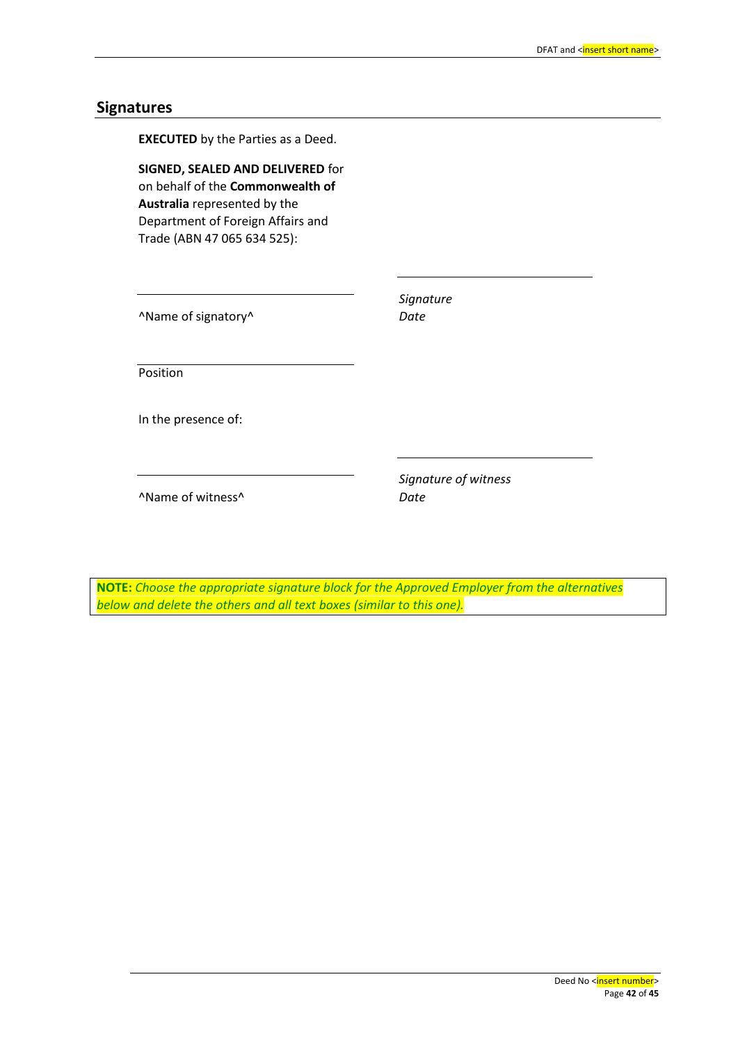## Signatures

**EXECUTED** by the Parties as a Deed.

**SIGNED, SEALED AND DELIVERED** for on behalf of the **Commonwealth of Australia** represented by the Department of Foreign Affairs and Trade (ABN 47 065 634 525):

| | |
|---|---|
| ^Name of signatory^ | *Signature*<br>*Date* |
| Position | |

In the presence of:

| | |
|---|---|
| ^Name of witness^ | *Signature of witness*<br>*Date* |

**NOTE:** *Choose the appropriate signature block for the Approved Employer from the alternatives below and delete the others and all text boxes (similar to this one).*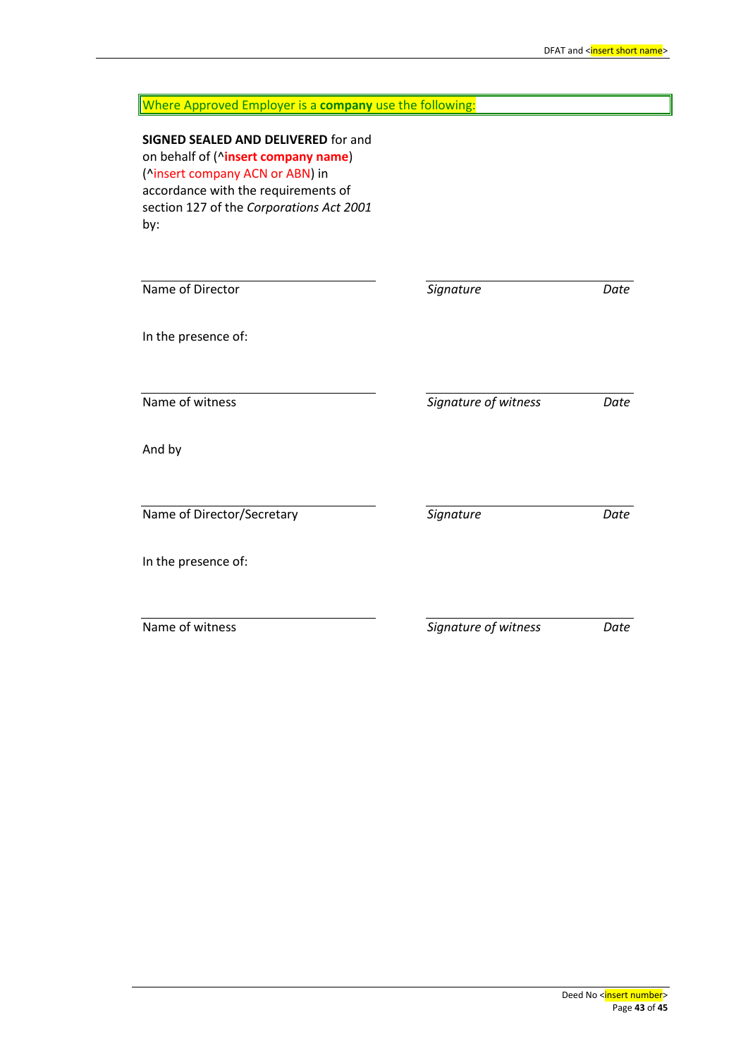Where Approved Employer is a **company** use the following:

**SIGNED SEALED AND DELIVERED** for and on behalf of (^**insert company name**) (^insert company ACN or ABN) in accordance with the requirements of section 127 of the *Corporations Act 2001* by:

| | | |
|---|---|---|
| Name of Director | *Signature* | *Date* |

In the presence of:

| | | |
|---|---|---|
| Name of witness | *Signature of witness* | *Date* |

And by

| | | |
|---|---|---|
| Name of Director/Secretary | *Signature* | *Date* |

In the presence of:

| | | |
|---|---|---|
| Name of witness | *Signature of witness* | *Date* |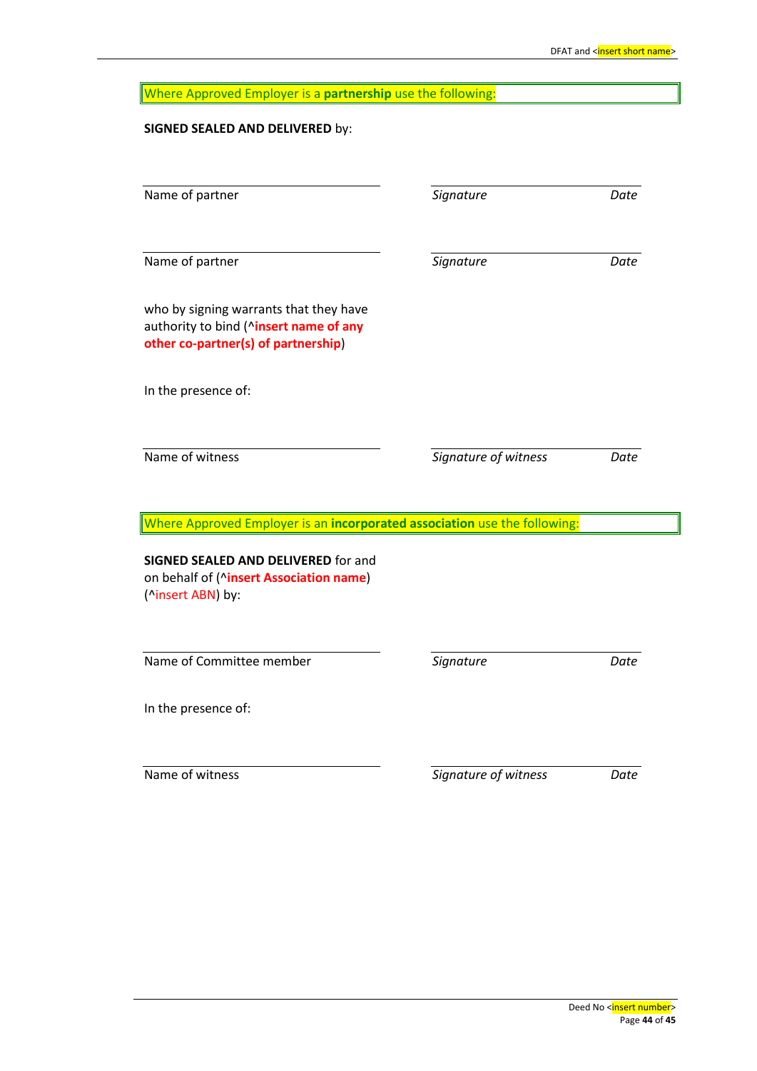Where Approved Employer is a **partnership** use the following:

**SIGNED SEALED AND DELIVERED** by:

| Name of partner | *Signature* | *Date* |
|---|---|---|
| Name of partner | *Signature* | *Date* |

who by signing warrants that they have authority to bind (^**insert name of any other co-partner(s) of partnership**)

In the presence of:

| Name of witness | *Signature of witness* | *Date* |
|---|---|---|

Where Approved Employer is an **incorporated association** use the following:

**SIGNED SEALED AND DELIVERED** for and on behalf of (^**insert Association name**) (^insert ABN) by:

| Name of Committee member | *Signature* | *Date* |
|---|---|---|

In the presence of:

| Name of witness | *Signature of witness* | *Date* |
|---|---|---|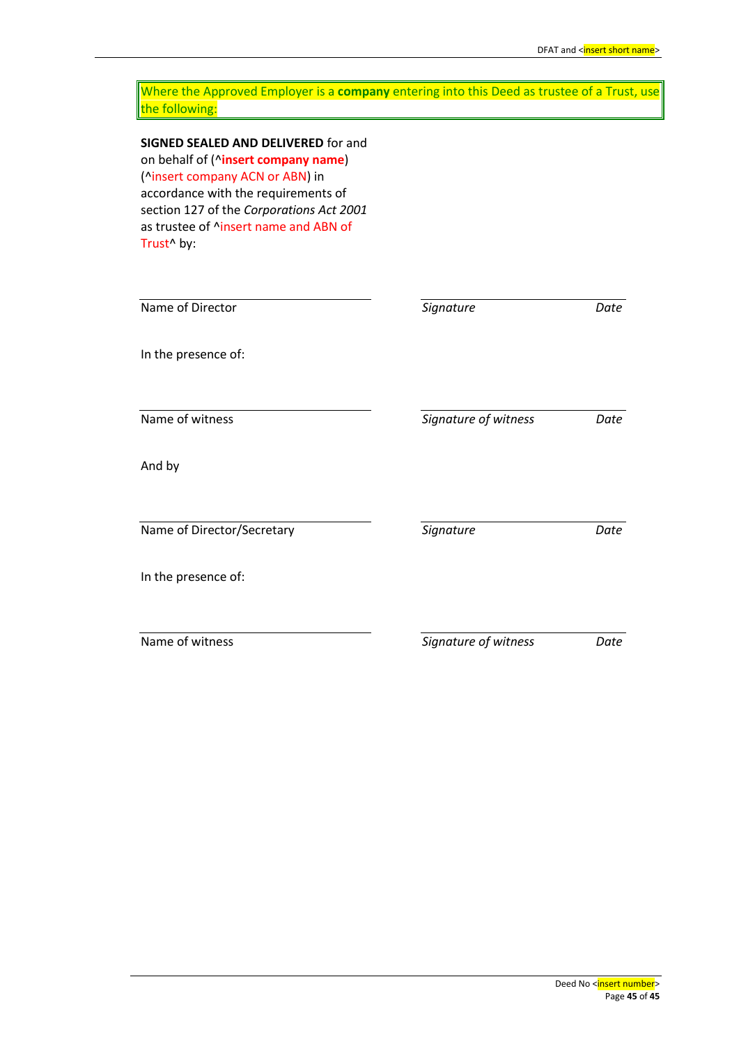Where the Approved Employer is a **company** entering into this Deed as trustee of a Trust, use the following:

**SIGNED SEALED AND DELIVERED** for and on behalf of (^**insert company name**) (^insert company ACN or ABN) in accordance with the requirements of section 127 of the *Corporations Act 2001* as trustee of ^insert name and ABN of Trust^ by:

| | | |
|---|---|---|
| Name of Director | *Signature* | *Date* |

In the presence of:

| | | |
|---|---|---|
| Name of witness | *Signature of witness* | *Date* |

And by

| | | |
|---|---|---|
| Name of Director/Secretary | *Signature* | *Date* |

In the presence of:

| | | |
|---|---|---|
| Name of witness | *Signature of witness* | *Date* |